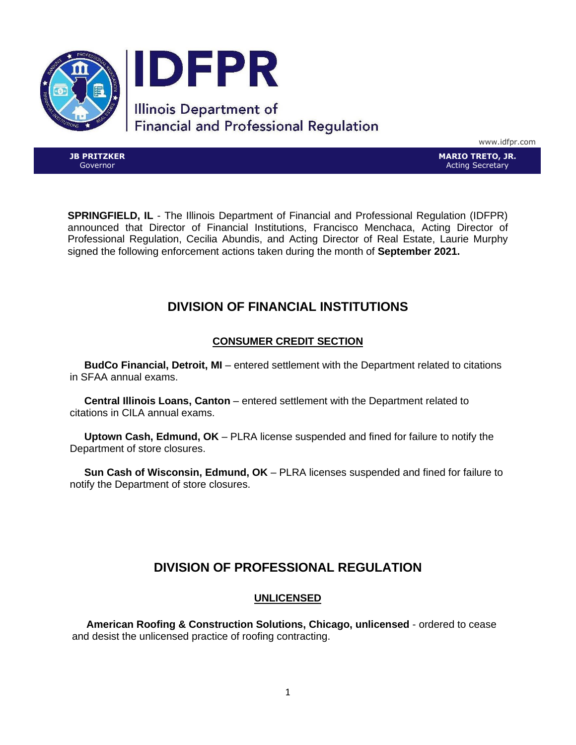# IDFPR

Illinois Department of Financial and Professional Regulation

www.idfpr.com

**JB PRITZKER**
Governor

**MARIO TRETO, JR.**
Acting Secretary

**SPRINGFIELD, IL** - The Illinois Department of Financial and Professional Regulation (IDFPR) announced that Director of Financial Institutions, Francisco Menchaca, Acting Director of Professional Regulation, Cecilia Abundis, and Acting Director of Real Estate, Laurie Murphy signed the following enforcement actions taken during the month of **September 2021.**

## DIVISION OF FINANCIAL INSTITUTIONS

### CONSUMER CREDIT SECTION

**BudCo Financial, Detroit, MI** – entered settlement with the Department related to citations in SFAA annual exams.

**Central Illinois Loans, Canton** – entered settlement with the Department related to citations in CILA annual exams.

**Uptown Cash, Edmund, OK** – PLRA license suspended and fined for failure to notify the Department of store closures.

**Sun Cash of Wisconsin, Edmund, OK** – PLRA licenses suspended and fined for failure to notify the Department of store closures.

## DIVISION OF PROFESSIONAL REGULATION

### UNLICENSED

**American Roofing & Construction Solutions, Chicago, unlicensed** - ordered to cease and desist the unlicensed practice of roofing contracting.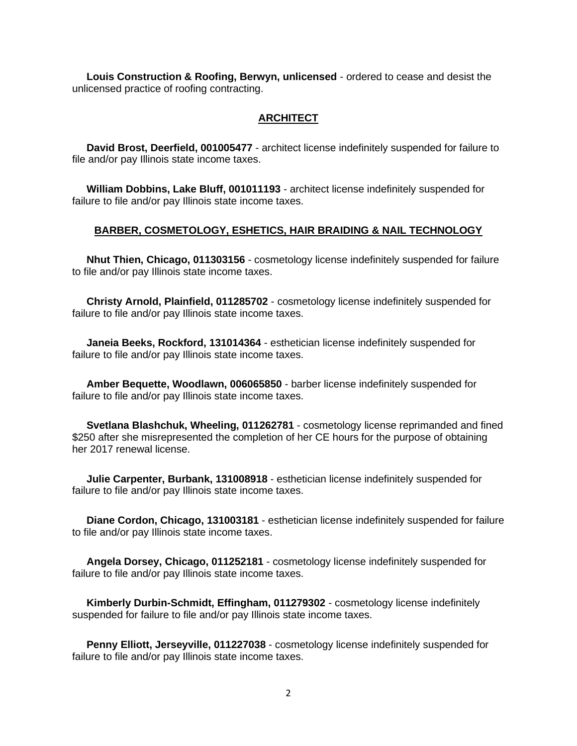**Louis Construction & Roofing, Berwyn, unlicensed** - ordered to cease and desist the unlicensed practice of roofing contracting.

## ARCHITECT

**David Brost, Deerfield, 001005477** - architect license indefinitely suspended for failure to file and/or pay Illinois state income taxes.

**William Dobbins, Lake Bluff, 001011193** - architect license indefinitely suspended for failure to file and/or pay Illinois state income taxes.

## BARBER, COSMETOLOGY, ESHETICS, HAIR BRAIDING & NAIL TECHNOLOGY

**Nhut Thien, Chicago, 011303156** - cosmetology license indefinitely suspended for failure to file and/or pay Illinois state income taxes.

**Christy Arnold, Plainfield, 011285702** - cosmetology license indefinitely suspended for failure to file and/or pay Illinois state income taxes.

**Janeia Beeks, Rockford, 131014364** - esthetician license indefinitely suspended for failure to file and/or pay Illinois state income taxes.

**Amber Bequette, Woodlawn, 006065850** - barber license indefinitely suspended for failure to file and/or pay Illinois state income taxes.

**Svetlana Blashchuk, Wheeling, 011262781** - cosmetology license reprimanded and fined $250 after she misrepresented the completion of her CE hours for the purpose of obtaining her 2017 renewal license.

**Julie Carpenter, Burbank, 131008918** - esthetician license indefinitely suspended for failure to file and/or pay Illinois state income taxes.

**Diane Cordon, Chicago, 131003181** - esthetician license indefinitely suspended for failure to file and/or pay Illinois state income taxes.

**Angela Dorsey, Chicago, 011252181** - cosmetology license indefinitely suspended for failure to file and/or pay Illinois state income taxes.

**Kimberly Durbin-Schmidt, Effingham, 011279302** - cosmetology license indefinitely suspended for failure to file and/or pay Illinois state income taxes.

**Penny Elliott, Jerseyville, 011227038** - cosmetology license indefinitely suspended for failure to file and/or pay Illinois state income taxes.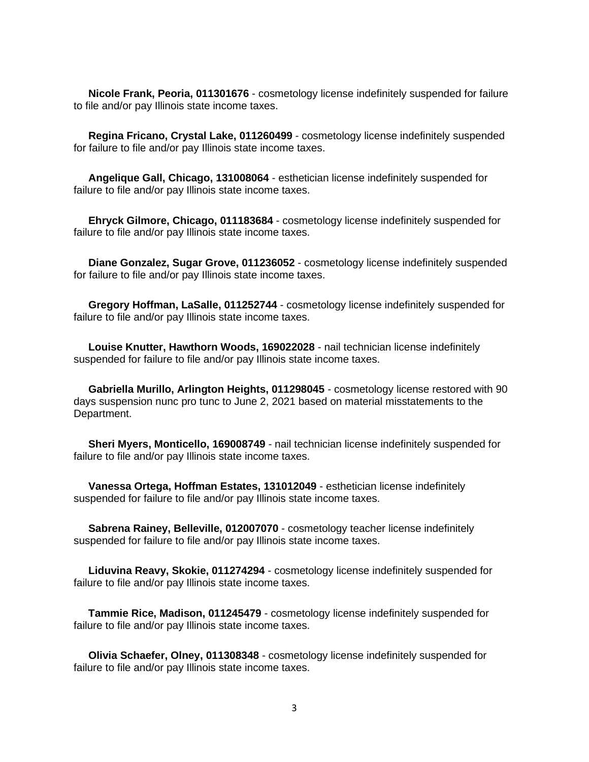**Nicole Frank, Peoria, 011301676** - cosmetology license indefinitely suspended for failure to file and/or pay Illinois state income taxes.

**Regina Fricano, Crystal Lake, 011260499** - cosmetology license indefinitely suspended for failure to file and/or pay Illinois state income taxes.

**Angelique Gall, Chicago, 131008064** - esthetician license indefinitely suspended for failure to file and/or pay Illinois state income taxes.

**Ehryck Gilmore, Chicago, 011183684** - cosmetology license indefinitely suspended for failure to file and/or pay Illinois state income taxes.

**Diane Gonzalez, Sugar Grove, 011236052** - cosmetology license indefinitely suspended for failure to file and/or pay Illinois state income taxes.

**Gregory Hoffman, LaSalle, 011252744** - cosmetology license indefinitely suspended for failure to file and/or pay Illinois state income taxes.

**Louise Knutter, Hawthorn Woods, 169022028** - nail technician license indefinitely suspended for failure to file and/or pay Illinois state income taxes.

**Gabriella Murillo, Arlington Heights, 011298045** - cosmetology license restored with 90 days suspension nunc pro tunc to June 2, 2021 based on material misstatements to the Department.

**Sheri Myers, Monticello, 169008749** - nail technician license indefinitely suspended for failure to file and/or pay Illinois state income taxes.

**Vanessa Ortega, Hoffman Estates, 131012049** - esthetician license indefinitely suspended for failure to file and/or pay Illinois state income taxes.

**Sabrena Rainey, Belleville, 012007070** - cosmetology teacher license indefinitely suspended for failure to file and/or pay Illinois state income taxes.

**Liduvina Reavy, Skokie, 011274294** - cosmetology license indefinitely suspended for failure to file and/or pay Illinois state income taxes.

**Tammie Rice, Madison, 011245479** - cosmetology license indefinitely suspended for failure to file and/or pay Illinois state income taxes.

**Olivia Schaefer, Olney, 011308348** - cosmetology license indefinitely suspended for failure to file and/or pay Illinois state income taxes.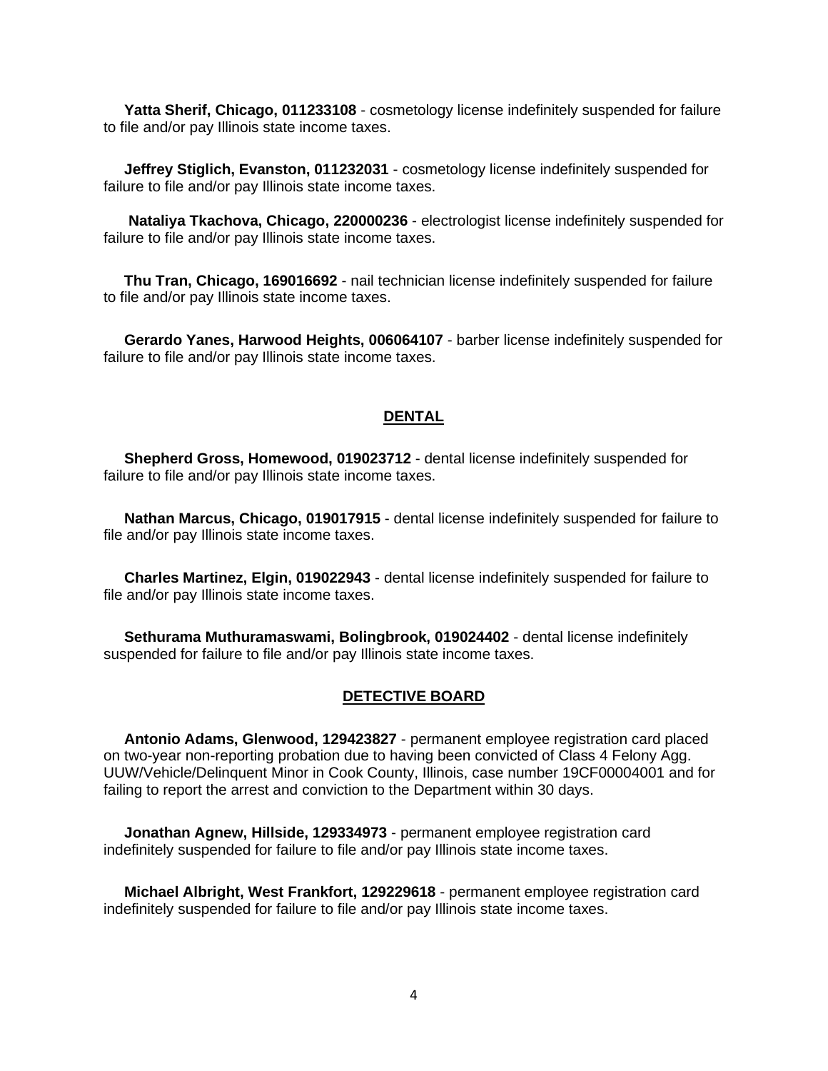**Yatta Sherif, Chicago, 011233108** - cosmetology license indefinitely suspended for failure to file and/or pay Illinois state income taxes.

**Jeffrey Stiglich, Evanston, 011232031** - cosmetology license indefinitely suspended for failure to file and/or pay Illinois state income taxes.

**Nataliya Tkachova, Chicago, 220000236** - electrologist license indefinitely suspended for failure to file and/or pay Illinois state income taxes.

**Thu Tran, Chicago, 169016692** - nail technician license indefinitely suspended for failure to file and/or pay Illinois state income taxes.

**Gerardo Yanes, Harwood Heights, 006064107** - barber license indefinitely suspended for failure to file and/or pay Illinois state income taxes.

## DENTAL

**Shepherd Gross, Homewood, 019023712** - dental license indefinitely suspended for failure to file and/or pay Illinois state income taxes.

**Nathan Marcus, Chicago, 019017915** - dental license indefinitely suspended for failure to file and/or pay Illinois state income taxes.

**Charles Martinez, Elgin, 019022943** - dental license indefinitely suspended for failure to file and/or pay Illinois state income taxes.

**Sethurama Muthuramaswami, Bolingbrook, 019024402** - dental license indefinitely suspended for failure to file and/or pay Illinois state income taxes.

## DETECTIVE BOARD

**Antonio Adams, Glenwood, 129423827** - permanent employee registration card placed on two-year non-reporting probation due to having been convicted of Class 4 Felony Agg. UUW/Vehicle/Delinquent Minor in Cook County, Illinois, case number 19CF00004001 and for failing to report the arrest and conviction to the Department within 30 days.

**Jonathan Agnew, Hillside, 129334973** - permanent employee registration card indefinitely suspended for failure to file and/or pay Illinois state income taxes.

**Michael Albright, West Frankfort, 129229618** - permanent employee registration card indefinitely suspended for failure to file and/or pay Illinois state income taxes.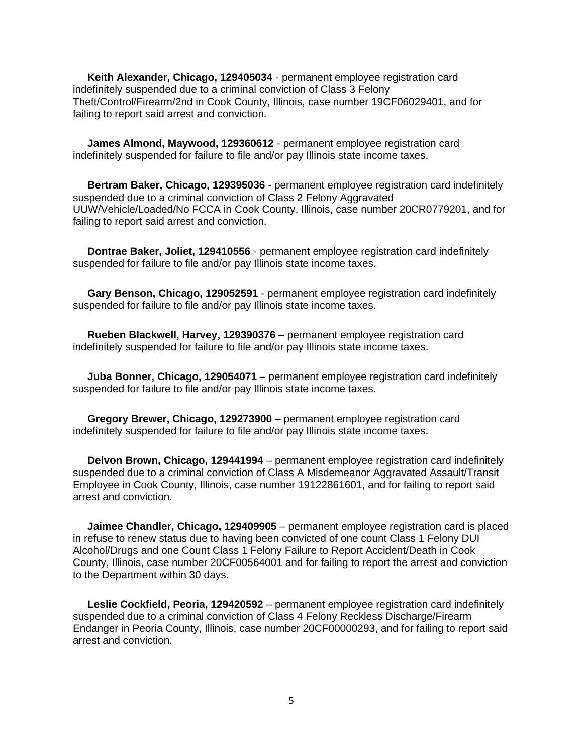**Keith Alexander, Chicago, 129405034** - permanent employee registration card indefinitely suspended due to a criminal conviction of Class 3 Felony Theft/Control/Firearm/2nd in Cook County, Illinois, case number 19CF06029401, and for failing to report said arrest and conviction.

**James Almond, Maywood, 129360612** - permanent employee registration card indefinitely suspended for failure to file and/or pay Illinois state income taxes.

**Bertram Baker, Chicago, 129395036** - permanent employee registration card indefinitely suspended due to a criminal conviction of Class 2 Felony Aggravated UUW/Vehicle/Loaded/No FCCA in Cook County, Illinois, case number 20CR0779201, and for failing to report said arrest and conviction.

**Dontrae Baker, Joliet, 129410556** - permanent employee registration card indefinitely suspended for failure to file and/or pay Illinois state income taxes.

**Gary Benson, Chicago, 129052591** - permanent employee registration card indefinitely suspended for failure to file and/or pay Illinois state income taxes.

**Rueben Blackwell, Harvey, 129390376** – permanent employee registration card indefinitely suspended for failure to file and/or pay Illinois state income taxes.

**Juba Bonner, Chicago, 129054071** – permanent employee registration card indefinitely suspended for failure to file and/or pay Illinois state income taxes.

**Gregory Brewer, Chicago, 129273900** – permanent employee registration card indefinitely suspended for failure to file and/or pay Illinois state income taxes.

**Delvon Brown, Chicago, 129441994** – permanent employee registration card indefinitely suspended due to a criminal conviction of Class A Misdemeanor Aggravated Assault/Transit Employee in Cook County, Illinois, case number 19122861601, and for failing to report said arrest and conviction.

**Jaimee Chandler, Chicago, 129409905** – permanent employee registration card is placed in refuse to renew status due to having been convicted of one count Class 1 Felony DUI Alcohol/Drugs and one Count Class 1 Felony Failure to Report Accident/Death in Cook County, Illinois, case number 20CF00564001 and for failing to report the arrest and conviction to the Department within 30 days.

**Leslie Cockfield, Peoria, 129420592** – permanent employee registration card indefinitely suspended due to a criminal conviction of Class 4 Felony Reckless Discharge/Firearm Endanger in Peoria County, Illinois, case number 20CF00000293, and for failing to report said arrest and conviction.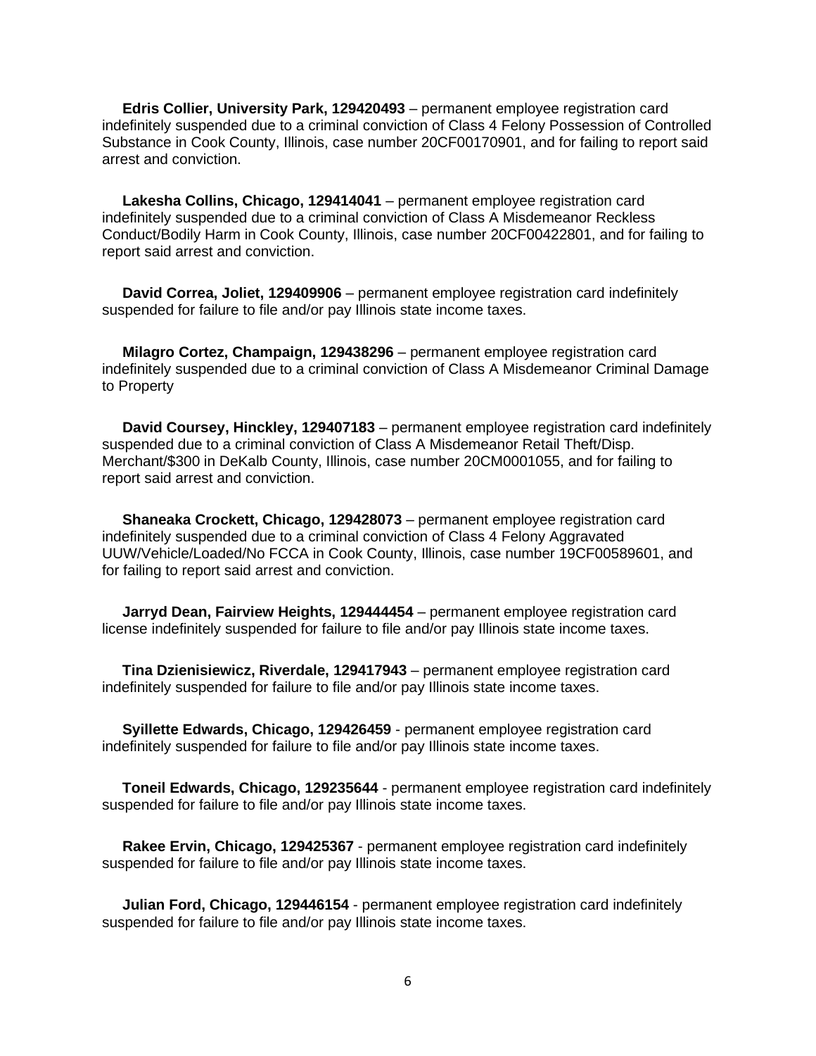**Edris Collier, University Park, 129420493** – permanent employee registration card indefinitely suspended due to a criminal conviction of Class 4 Felony Possession of Controlled Substance in Cook County, Illinois, case number 20CF00170901, and for failing to report said arrest and conviction.

**Lakesha Collins, Chicago, 129414041** – permanent employee registration card indefinitely suspended due to a criminal conviction of Class A Misdemeanor Reckless Conduct/Bodily Harm in Cook County, Illinois, case number 20CF00422801, and for failing to report said arrest and conviction.

**David Correa, Joliet, 129409906** – permanent employee registration card indefinitely suspended for failure to file and/or pay Illinois state income taxes.

**Milagro Cortez, Champaign, 129438296** – permanent employee registration card indefinitely suspended due to a criminal conviction of Class A Misdemeanor Criminal Damage to Property

**David Coursey, Hinckley, 129407183** – permanent employee registration card indefinitely suspended due to a criminal conviction of Class A Misdemeanor Retail Theft/Disp. Merchant/$300 in DeKalb County, Illinois, case number 20CM0001055, and for failing to report said arrest and conviction.

**Shaneaka Crockett, Chicago, 129428073** – permanent employee registration card indefinitely suspended due to a criminal conviction of Class 4 Felony Aggravated UUW/Vehicle/Loaded/No FCCA in Cook County, Illinois, case number 19CF00589601, and for failing to report said arrest and conviction.

**Jarryd Dean, Fairview Heights, 129444454** – permanent employee registration card license indefinitely suspended for failure to file and/or pay Illinois state income taxes.

**Tina Dzienisiewicz, Riverdale, 129417943** – permanent employee registration card indefinitely suspended for failure to file and/or pay Illinois state income taxes.

**Syillette Edwards, Chicago, 129426459** - permanent employee registration card indefinitely suspended for failure to file and/or pay Illinois state income taxes.

**Toneil Edwards, Chicago, 129235644** - permanent employee registration card indefinitely suspended for failure to file and/or pay Illinois state income taxes.

**Rakee Ervin, Chicago, 129425367** - permanent employee registration card indefinitely suspended for failure to file and/or pay Illinois state income taxes.

**Julian Ford, Chicago, 129446154** - permanent employee registration card indefinitely suspended for failure to file and/or pay Illinois state income taxes.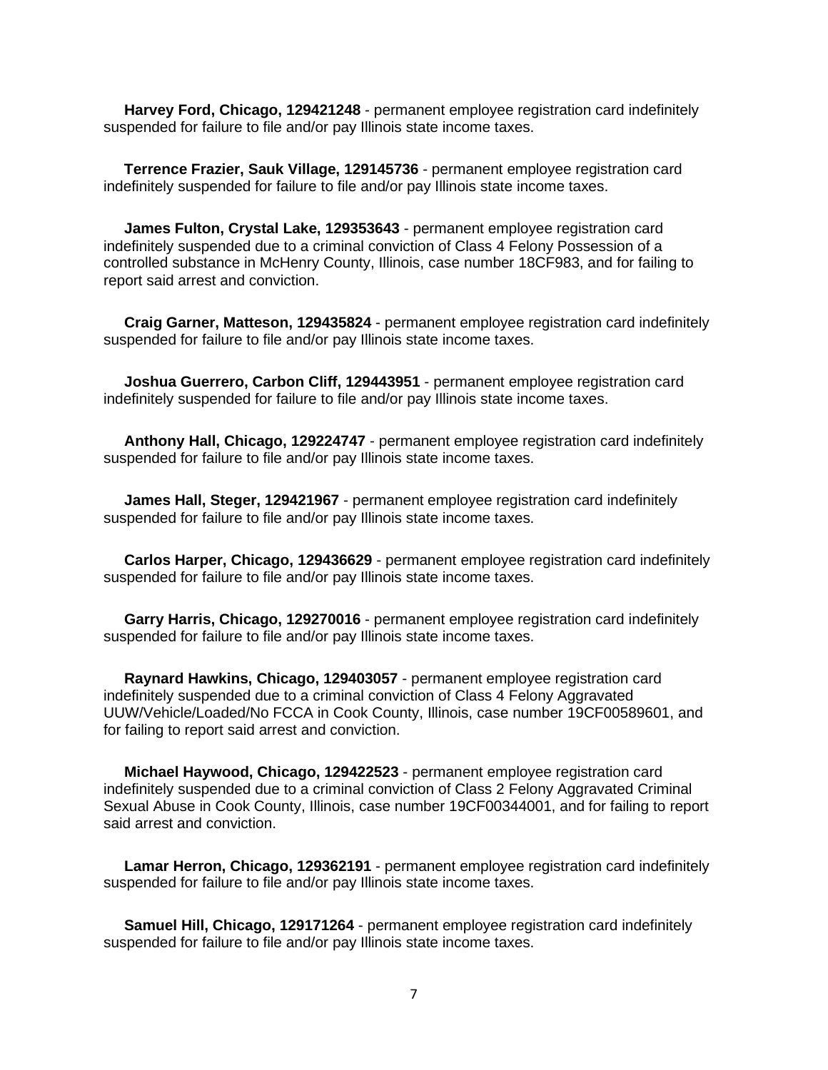**Harvey Ford, Chicago, 129421248** - permanent employee registration card indefinitely suspended for failure to file and/or pay Illinois state income taxes.

**Terrence Frazier, Sauk Village, 129145736** - permanent employee registration card indefinitely suspended for failure to file and/or pay Illinois state income taxes.

**James Fulton, Crystal Lake, 129353643** - permanent employee registration card indefinitely suspended due to a criminal conviction of Class 4 Felony Possession of a controlled substance in McHenry County, Illinois, case number 18CF983, and for failing to report said arrest and conviction.

**Craig Garner, Matteson, 129435824** - permanent employee registration card indefinitely suspended for failure to file and/or pay Illinois state income taxes.

**Joshua Guerrero, Carbon Cliff, 129443951** - permanent employee registration card indefinitely suspended for failure to file and/or pay Illinois state income taxes.

**Anthony Hall, Chicago, 129224747** - permanent employee registration card indefinitely suspended for failure to file and/or pay Illinois state income taxes.

**James Hall, Steger, 129421967** - permanent employee registration card indefinitely suspended for failure to file and/or pay Illinois state income taxes.

**Carlos Harper, Chicago, 129436629** - permanent employee registration card indefinitely suspended for failure to file and/or pay Illinois state income taxes.

**Garry Harris, Chicago, 129270016** - permanent employee registration card indefinitely suspended for failure to file and/or pay Illinois state income taxes.

**Raynard Hawkins, Chicago, 129403057** - permanent employee registration card indefinitely suspended due to a criminal conviction of Class 4 Felony Aggravated UUW/Vehicle/Loaded/No FCCA in Cook County, Illinois, case number 19CF00589601, and for failing to report said arrest and conviction.

**Michael Haywood, Chicago, 129422523** - permanent employee registration card indefinitely suspended due to a criminal conviction of Class 2 Felony Aggravated Criminal Sexual Abuse in Cook County, Illinois, case number 19CF00344001, and for failing to report said arrest and conviction.

**Lamar Herron, Chicago, 129362191** - permanent employee registration card indefinitely suspended for failure to file and/or pay Illinois state income taxes.

**Samuel Hill, Chicago, 129171264** - permanent employee registration card indefinitely suspended for failure to file and/or pay Illinois state income taxes.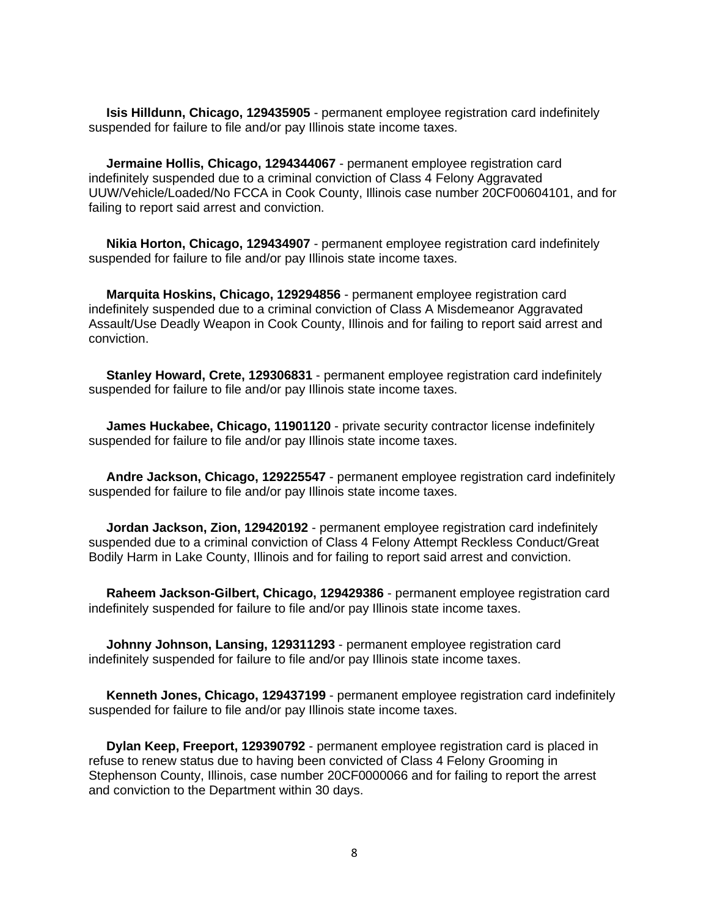**Isis Hilldunn, Chicago, 129435905** - permanent employee registration card indefinitely suspended for failure to file and/or pay Illinois state income taxes.

**Jermaine Hollis, Chicago, 1294344067** - permanent employee registration card indefinitely suspended due to a criminal conviction of Class 4 Felony Aggravated UUW/Vehicle/Loaded/No FCCA in Cook County, Illinois case number 20CF00604101, and for failing to report said arrest and conviction.

**Nikia Horton, Chicago, 129434907** - permanent employee registration card indefinitely suspended for failure to file and/or pay Illinois state income taxes.

**Marquita Hoskins, Chicago, 129294856** - permanent employee registration card indefinitely suspended due to a criminal conviction of Class A Misdemeanor Aggravated Assault/Use Deadly Weapon in Cook County, Illinois and for failing to report said arrest and conviction.

**Stanley Howard, Crete, 129306831** - permanent employee registration card indefinitely suspended for failure to file and/or pay Illinois state income taxes.

**James Huckabee, Chicago, 11901120** - private security contractor license indefinitely suspended for failure to file and/or pay Illinois state income taxes.

**Andre Jackson, Chicago, 129225547** - permanent employee registration card indefinitely suspended for failure to file and/or pay Illinois state income taxes.

**Jordan Jackson, Zion, 129420192** - permanent employee registration card indefinitely suspended due to a criminal conviction of Class 4 Felony Attempt Reckless Conduct/Great Bodily Harm in Lake County, Illinois and for failing to report said arrest and conviction.

**Raheem Jackson-Gilbert, Chicago, 129429386** - permanent employee registration card indefinitely suspended for failure to file and/or pay Illinois state income taxes.

**Johnny Johnson, Lansing, 129311293** - permanent employee registration card indefinitely suspended for failure to file and/or pay Illinois state income taxes.

**Kenneth Jones, Chicago, 129437199** - permanent employee registration card indefinitely suspended for failure to file and/or pay Illinois state income taxes.

**Dylan Keep, Freeport, 129390792** - permanent employee registration card is placed in refuse to renew status due to having been convicted of Class 4 Felony Grooming in Stephenson County, Illinois, case number 20CF0000066 and for failing to report the arrest and conviction to the Department within 30 days.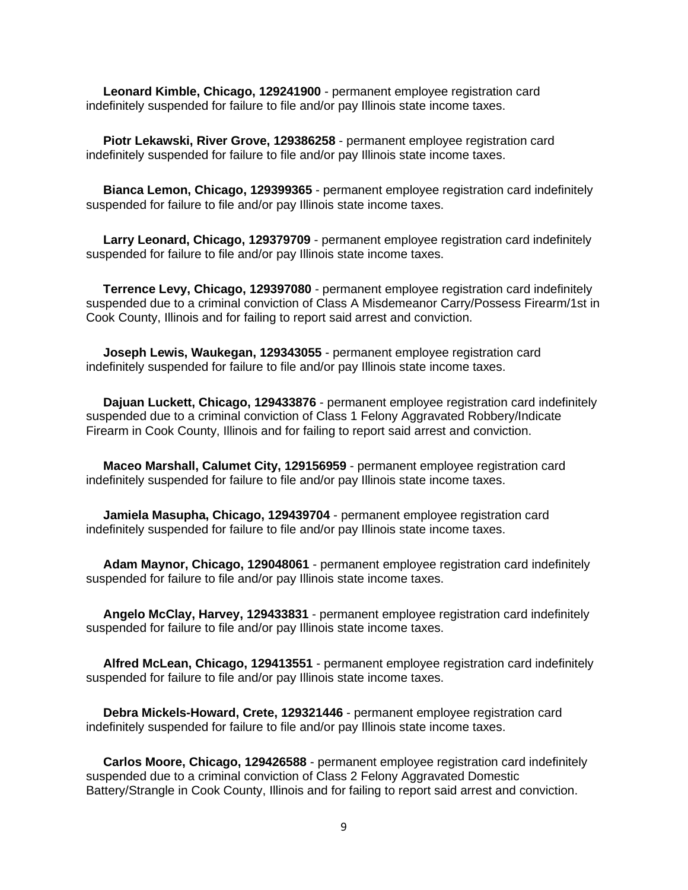**Leonard Kimble, Chicago, 129241900** - permanent employee registration card indefinitely suspended for failure to file and/or pay Illinois state income taxes.

**Piotr Lekawski, River Grove, 129386258** - permanent employee registration card indefinitely suspended for failure to file and/or pay Illinois state income taxes.

**Bianca Lemon, Chicago, 129399365** - permanent employee registration card indefinitely suspended for failure to file and/or pay Illinois state income taxes.

**Larry Leonard, Chicago, 129379709** - permanent employee registration card indefinitely suspended for failure to file and/or pay Illinois state income taxes.

**Terrence Levy, Chicago, 129397080** - permanent employee registration card indefinitely suspended due to a criminal conviction of Class A Misdemeanor Carry/Possess Firearm/1st in Cook County, Illinois and for failing to report said arrest and conviction.

**Joseph Lewis, Waukegan, 129343055** - permanent employee registration card indefinitely suspended for failure to file and/or pay Illinois state income taxes.

**Dajuan Luckett, Chicago, 129433876** - permanent employee registration card indefinitely suspended due to a criminal conviction of Class 1 Felony Aggravated Robbery/Indicate Firearm in Cook County, Illinois and for failing to report said arrest and conviction.

**Maceo Marshall, Calumet City, 129156959** - permanent employee registration card indefinitely suspended for failure to file and/or pay Illinois state income taxes.

**Jamiela Masupha, Chicago, 129439704** - permanent employee registration card indefinitely suspended for failure to file and/or pay Illinois state income taxes.

**Adam Maynor, Chicago, 129048061** - permanent employee registration card indefinitely suspended for failure to file and/or pay Illinois state income taxes.

**Angelo McClay, Harvey, 129433831** - permanent employee registration card indefinitely suspended for failure to file and/or pay Illinois state income taxes.

**Alfred McLean, Chicago, 129413551** - permanent employee registration card indefinitely suspended for failure to file and/or pay Illinois state income taxes.

**Debra Mickels-Howard, Crete, 129321446** - permanent employee registration card indefinitely suspended for failure to file and/or pay Illinois state income taxes.

**Carlos Moore, Chicago, 129426588** - permanent employee registration card indefinitely suspended due to a criminal conviction of Class 2 Felony Aggravated Domestic Battery/Strangle in Cook County, Illinois and for failing to report said arrest and conviction.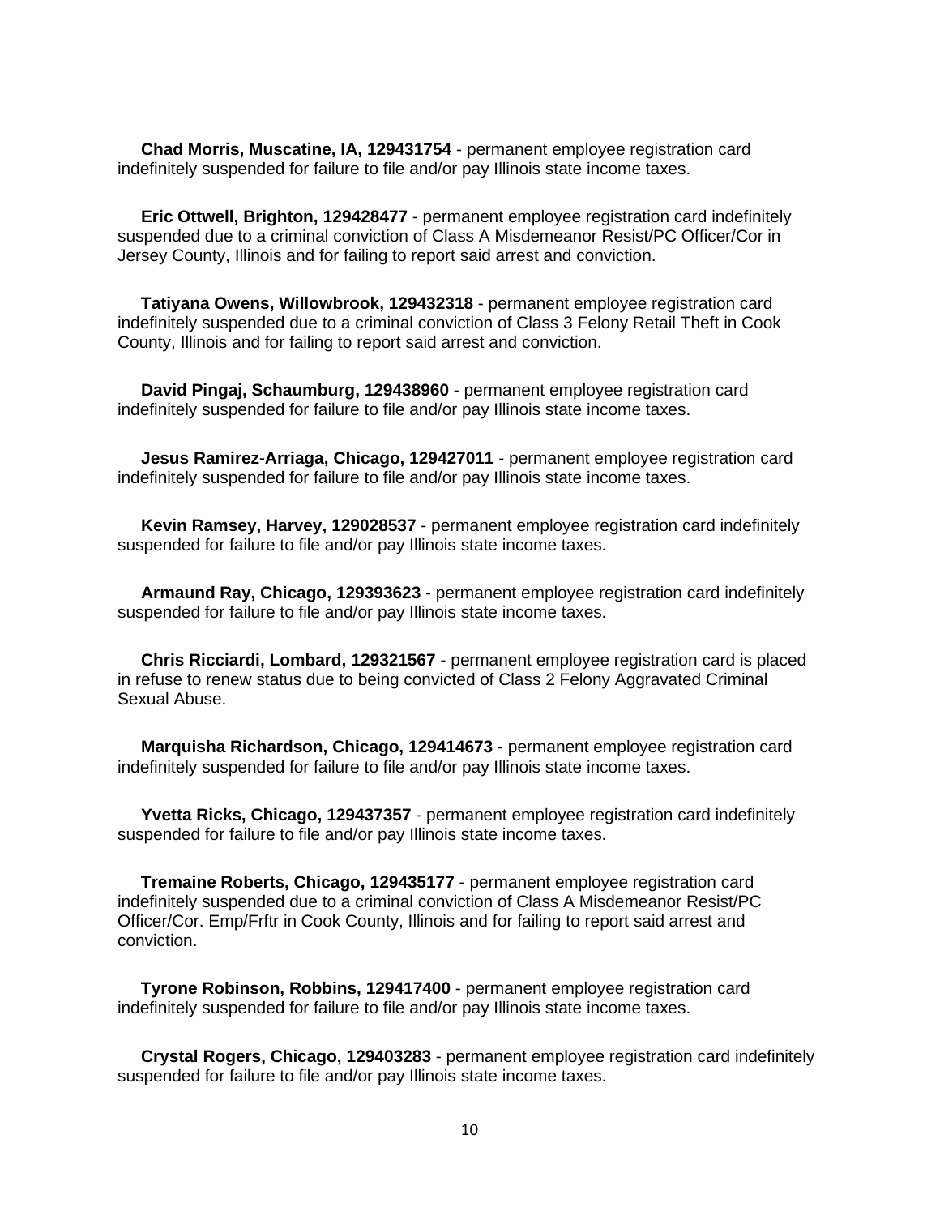**Chad Morris, Muscatine, IA, 129431754** - permanent employee registration card indefinitely suspended for failure to file and/or pay Illinois state income taxes.

**Eric Ottwell, Brighton, 129428477** - permanent employee registration card indefinitely suspended due to a criminal conviction of Class A Misdemeanor Resist/PC Officer/Cor in Jersey County, Illinois and for failing to report said arrest and conviction.

**Tatiyana Owens, Willowbrook, 129432318** - permanent employee registration card indefinitely suspended due to a criminal conviction of Class 3 Felony Retail Theft in Cook County, Illinois and for failing to report said arrest and conviction.

**David Pingaj, Schaumburg, 129438960** - permanent employee registration card indefinitely suspended for failure to file and/or pay Illinois state income taxes.

**Jesus Ramirez-Arriaga, Chicago, 129427011** - permanent employee registration card indefinitely suspended for failure to file and/or pay Illinois state income taxes.

**Kevin Ramsey, Harvey, 129028537** - permanent employee registration card indefinitely suspended for failure to file and/or pay Illinois state income taxes.

**Armaund Ray, Chicago, 129393623** - permanent employee registration card indefinitely suspended for failure to file and/or pay Illinois state income taxes.

**Chris Ricciardi, Lombard, 129321567** - permanent employee registration card is placed in refuse to renew status due to being convicted of Class 2 Felony Aggravated Criminal Sexual Abuse.

**Marquisha Richardson, Chicago, 129414673** - permanent employee registration card indefinitely suspended for failure to file and/or pay Illinois state income taxes.

**Yvetta Ricks, Chicago, 129437357** - permanent employee registration card indefinitely suspended for failure to file and/or pay Illinois state income taxes.

**Tremaine Roberts, Chicago, 129435177** - permanent employee registration card indefinitely suspended due to a criminal conviction of Class A Misdemeanor Resist/PC Officer/Cor. Emp/Frftr in Cook County, Illinois and for failing to report said arrest and conviction.

**Tyrone Robinson, Robbins, 129417400** - permanent employee registration card indefinitely suspended for failure to file and/or pay Illinois state income taxes.

**Crystal Rogers, Chicago, 129403283** - permanent employee registration card indefinitely suspended for failure to file and/or pay Illinois state income taxes.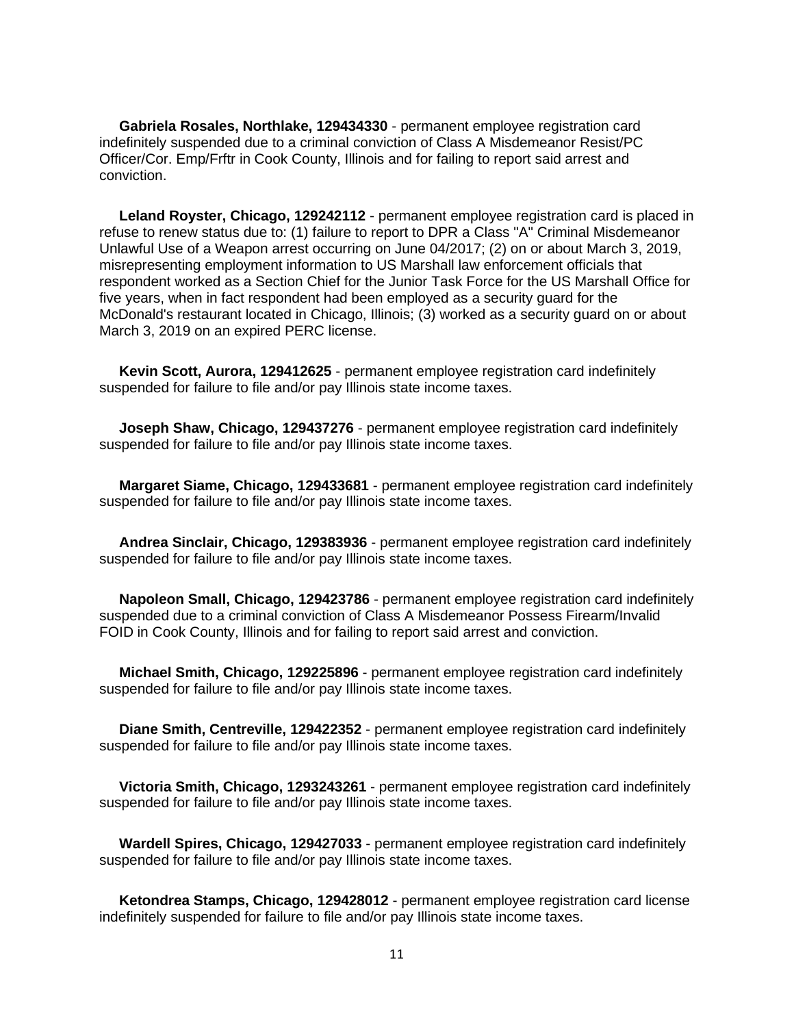**Gabriela Rosales, Northlake, 129434330** - permanent employee registration card indefinitely suspended due to a criminal conviction of Class A Misdemeanor Resist/PC Officer/Cor. Emp/Frftr in Cook County, Illinois and for failing to report said arrest and conviction.

**Leland Royster, Chicago, 129242112** - permanent employee registration card is placed in refuse to renew status due to: (1) failure to report to DPR a Class "A" Criminal Misdemeanor Unlawful Use of a Weapon arrest occurring on June 04/2017; (2) on or about March 3, 2019, misrepresenting employment information to US Marshall law enforcement officials that respondent worked as a Section Chief for the Junior Task Force for the US Marshall Office for five years, when in fact respondent had been employed as a security guard for the McDonald's restaurant located in Chicago, Illinois; (3) worked as a security guard on or about March 3, 2019 on an expired PERC license.

**Kevin Scott, Aurora, 129412625** - permanent employee registration card indefinitely suspended for failure to file and/or pay Illinois state income taxes.

**Joseph Shaw, Chicago, 129437276** - permanent employee registration card indefinitely suspended for failure to file and/or pay Illinois state income taxes.

**Margaret Siame, Chicago, 129433681** - permanent employee registration card indefinitely suspended for failure to file and/or pay Illinois state income taxes.

**Andrea Sinclair, Chicago, 129383936** - permanent employee registration card indefinitely suspended for failure to file and/or pay Illinois state income taxes.

**Napoleon Small, Chicago, 129423786** - permanent employee registration card indefinitely suspended due to a criminal conviction of Class A Misdemeanor Possess Firearm/Invalid FOID in Cook County, Illinois and for failing to report said arrest and conviction.

**Michael Smith, Chicago, 129225896** - permanent employee registration card indefinitely suspended for failure to file and/or pay Illinois state income taxes.

**Diane Smith, Centreville, 129422352** - permanent employee registration card indefinitely suspended for failure to file and/or pay Illinois state income taxes.

**Victoria Smith, Chicago, 1293243261** - permanent employee registration card indefinitely suspended for failure to file and/or pay Illinois state income taxes.

**Wardell Spires, Chicago, 129427033** - permanent employee registration card indefinitely suspended for failure to file and/or pay Illinois state income taxes.

**Ketondrea Stamps, Chicago, 129428012** - permanent employee registration card license indefinitely suspended for failure to file and/or pay Illinois state income taxes.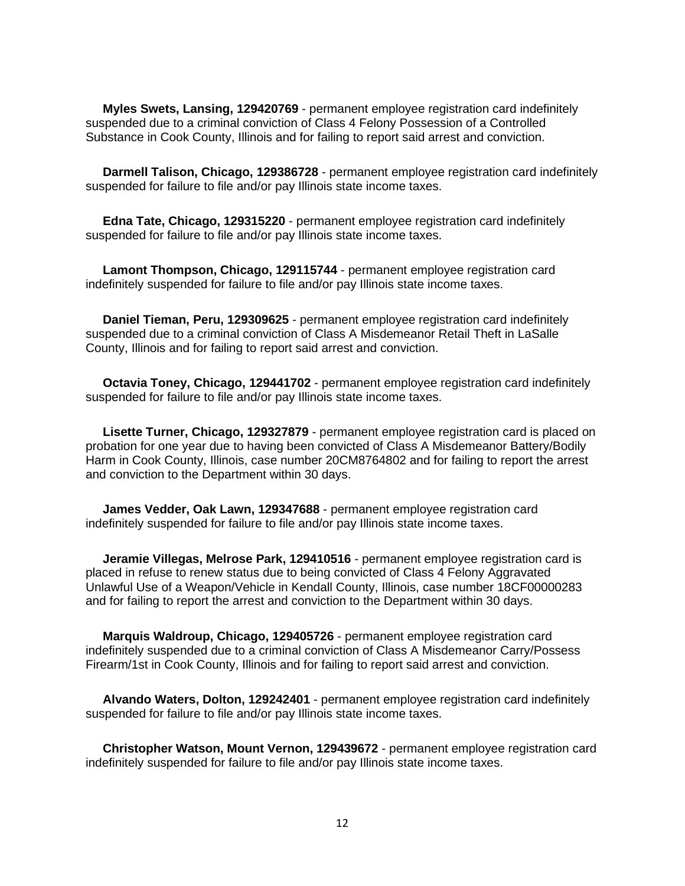**Myles Swets, Lansing, 129420769** - permanent employee registration card indefinitely suspended due to a criminal conviction of Class 4 Felony Possession of a Controlled Substance in Cook County, Illinois and for failing to report said arrest and conviction.

**Darmell Talison, Chicago, 129386728** - permanent employee registration card indefinitely suspended for failure to file and/or pay Illinois state income taxes.

**Edna Tate, Chicago, 129315220** - permanent employee registration card indefinitely suspended for failure to file and/or pay Illinois state income taxes.

**Lamont Thompson, Chicago, 129115744** - permanent employee registration card indefinitely suspended for failure to file and/or pay Illinois state income taxes.

**Daniel Tieman, Peru, 129309625** - permanent employee registration card indefinitely suspended due to a criminal conviction of Class A Misdemeanor Retail Theft in LaSalle County, Illinois and for failing to report said arrest and conviction.

**Octavia Toney, Chicago, 129441702** - permanent employee registration card indefinitely suspended for failure to file and/or pay Illinois state income taxes.

**Lisette Turner, Chicago, 129327879** - permanent employee registration card is placed on probation for one year due to having been convicted of Class A Misdemeanor Battery/Bodily Harm in Cook County, Illinois, case number 20CM8764802 and for failing to report the arrest and conviction to the Department within 30 days.

**James Vedder, Oak Lawn, 129347688** - permanent employee registration card indefinitely suspended for failure to file and/or pay Illinois state income taxes.

**Jeramie Villegas, Melrose Park, 129410516** - permanent employee registration card is placed in refuse to renew status due to being convicted of Class 4 Felony Aggravated Unlawful Use of a Weapon/Vehicle in Kendall County, Illinois, case number 18CF00000283 and for failing to report the arrest and conviction to the Department within 30 days.

**Marquis Waldroup, Chicago, 129405726** - permanent employee registration card indefinitely suspended due to a criminal conviction of Class A Misdemeanor Carry/Possess Firearm/1st in Cook County, Illinois and for failing to report said arrest and conviction.

**Alvando Waters, Dolton, 129242401** - permanent employee registration card indefinitely suspended for failure to file and/or pay Illinois state income taxes.

**Christopher Watson, Mount Vernon, 129439672** - permanent employee registration card indefinitely suspended for failure to file and/or pay Illinois state income taxes.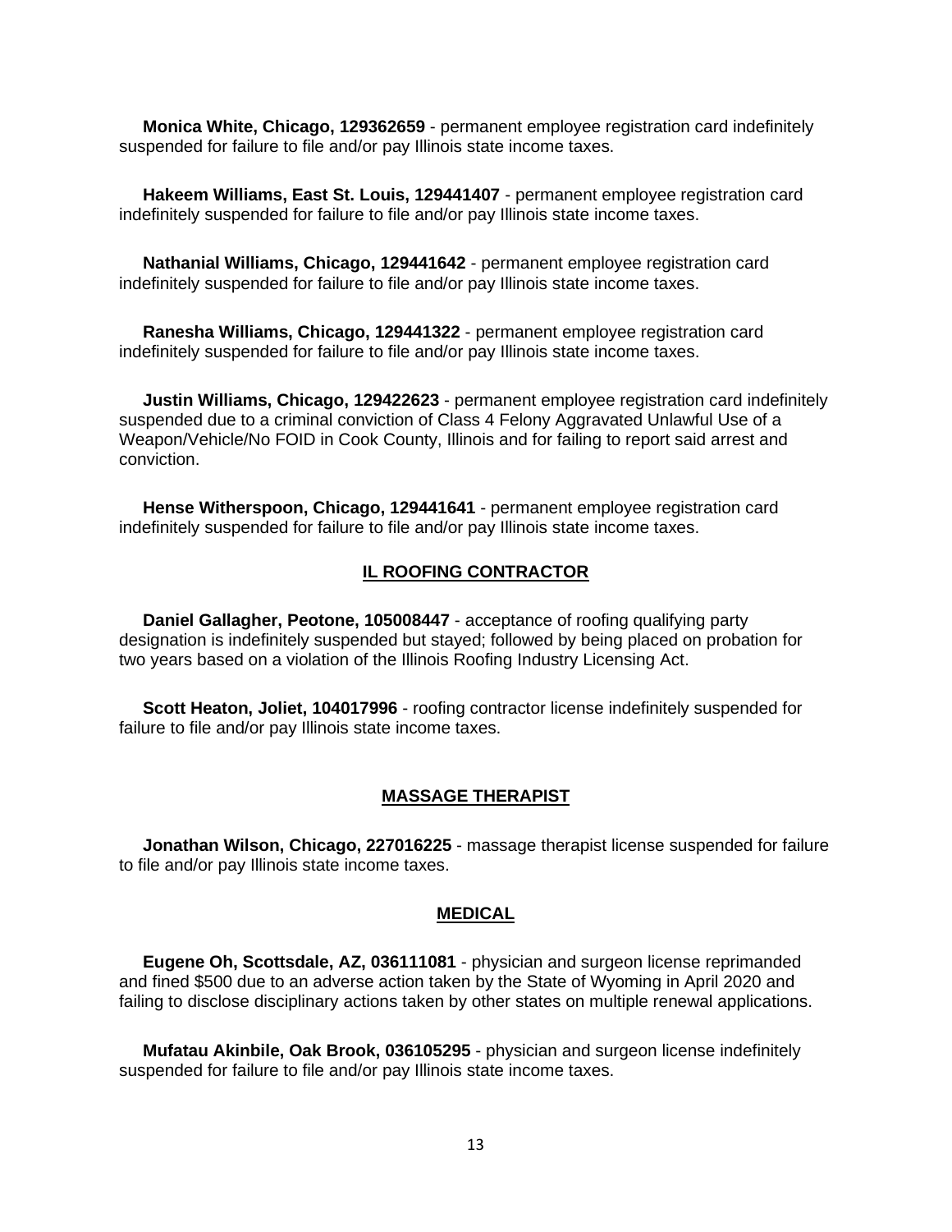**Monica White, Chicago, 129362659** - permanent employee registration card indefinitely suspended for failure to file and/or pay Illinois state income taxes.

**Hakeem Williams, East St. Louis, 129441407** - permanent employee registration card indefinitely suspended for failure to file and/or pay Illinois state income taxes.

**Nathanial Williams, Chicago, 129441642** - permanent employee registration card indefinitely suspended for failure to file and/or pay Illinois state income taxes.

**Ranesha Williams, Chicago, 129441322** - permanent employee registration card indefinitely suspended for failure to file and/or pay Illinois state income taxes.

**Justin Williams, Chicago, 129422623** - permanent employee registration card indefinitely suspended due to a criminal conviction of Class 4 Felony Aggravated Unlawful Use of a Weapon/Vehicle/No FOID in Cook County, Illinois and for failing to report said arrest and conviction.

**Hense Witherspoon, Chicago, 129441641** - permanent employee registration card indefinitely suspended for failure to file and/or pay Illinois state income taxes.

## IL ROOFING CONTRACTOR

**Daniel Gallagher, Peotone, 105008447** - acceptance of roofing qualifying party designation is indefinitely suspended but stayed; followed by being placed on probation for two years based on a violation of the Illinois Roofing Industry Licensing Act.

**Scott Heaton, Joliet, 104017996** - roofing contractor license indefinitely suspended for failure to file and/or pay Illinois state income taxes.

## MASSAGE THERAPIST

**Jonathan Wilson, Chicago, 227016225** - massage therapist license suspended for failure to file and/or pay Illinois state income taxes.

## MEDICAL

**Eugene Oh, Scottsdale, AZ, 036111081** - physician and surgeon license reprimanded and fined $500 due to an adverse action taken by the State of Wyoming in April 2020 and failing to disclose disciplinary actions taken by other states on multiple renewal applications.

**Mufatau Akinbile, Oak Brook, 036105295** - physician and surgeon license indefinitely suspended for failure to file and/or pay Illinois state income taxes.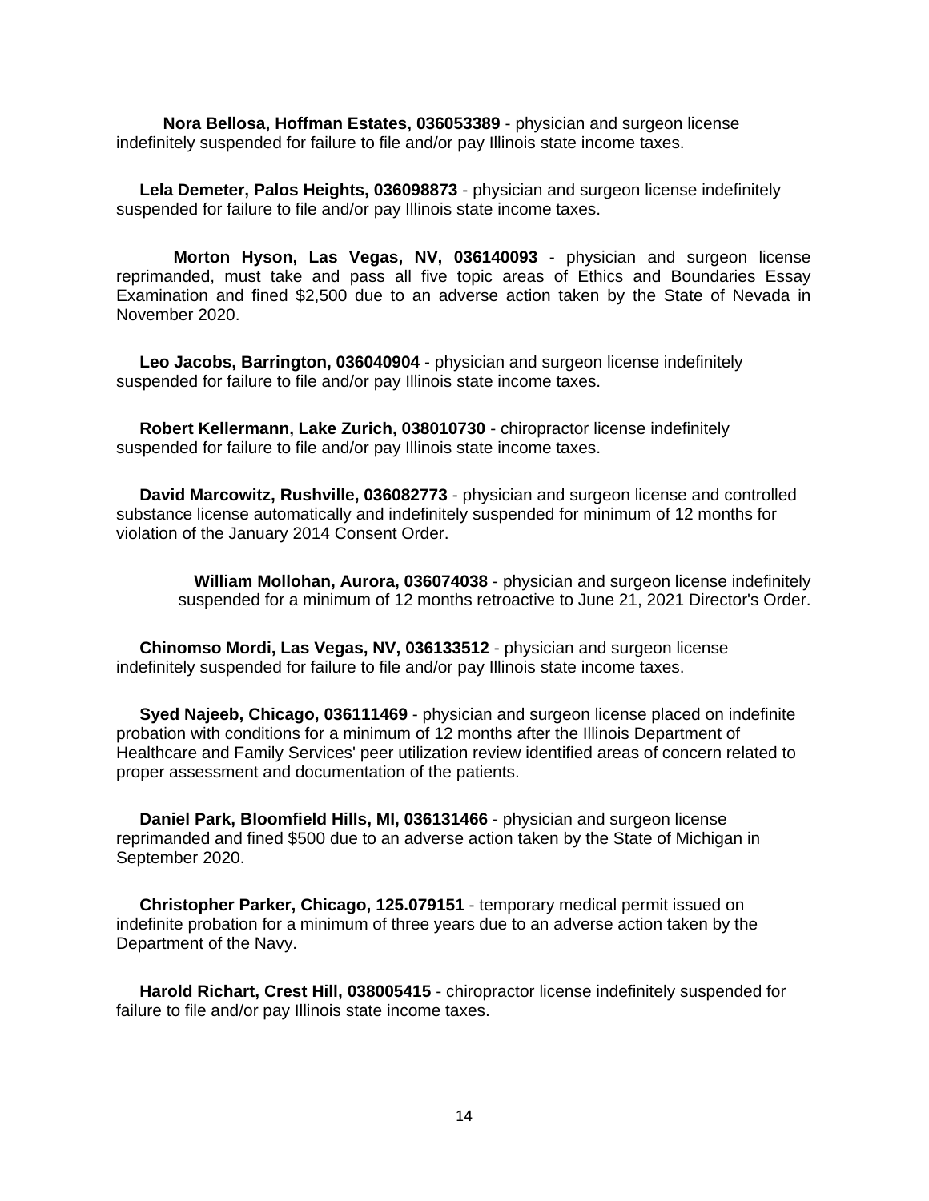**Nora Bellosa, Hoffman Estates, 036053389** - physician and surgeon license indefinitely suspended for failure to file and/or pay Illinois state income taxes.

**Lela Demeter, Palos Heights, 036098873** - physician and surgeon license indefinitely suspended for failure to file and/or pay Illinois state income taxes.

**Morton Hyson, Las Vegas, NV, 036140093** - physician and surgeon license reprimanded, must take and pass all five topic areas of Ethics and Boundaries Essay Examination and fined $2,500 due to an adverse action taken by the State of Nevada in November 2020.

**Leo Jacobs, Barrington, 036040904** - physician and surgeon license indefinitely suspended for failure to file and/or pay Illinois state income taxes.

**Robert Kellermann, Lake Zurich, 038010730** - chiropractor license indefinitely suspended for failure to file and/or pay Illinois state income taxes.

**David Marcowitz, Rushville, 036082773** - physician and surgeon license and controlled substance license automatically and indefinitely suspended for minimum of 12 months for violation of the January 2014 Consent Order.

**William Mollohan, Aurora, 036074038** - physician and surgeon license indefinitely suspended for a minimum of 12 months retroactive to June 21, 2021 Director's Order.

**Chinomso Mordi, Las Vegas, NV, 036133512** - physician and surgeon license indefinitely suspended for failure to file and/or pay Illinois state income taxes.

**Syed Najeeb, Chicago, 036111469** - physician and surgeon license placed on indefinite probation with conditions for a minimum of 12 months after the Illinois Department of Healthcare and Family Services' peer utilization review identified areas of concern related to proper assessment and documentation of the patients.

**Daniel Park, Bloomfield Hills, MI, 036131466** - physician and surgeon license reprimanded and fined $500 due to an adverse action taken by the State of Michigan in September 2020.

**Christopher Parker, Chicago, 125.079151** - temporary medical permit issued on indefinite probation for a minimum of three years due to an adverse action taken by the Department of the Navy.

**Harold Richart, Crest Hill, 038005415** - chiropractor license indefinitely suspended for failure to file and/or pay Illinois state income taxes.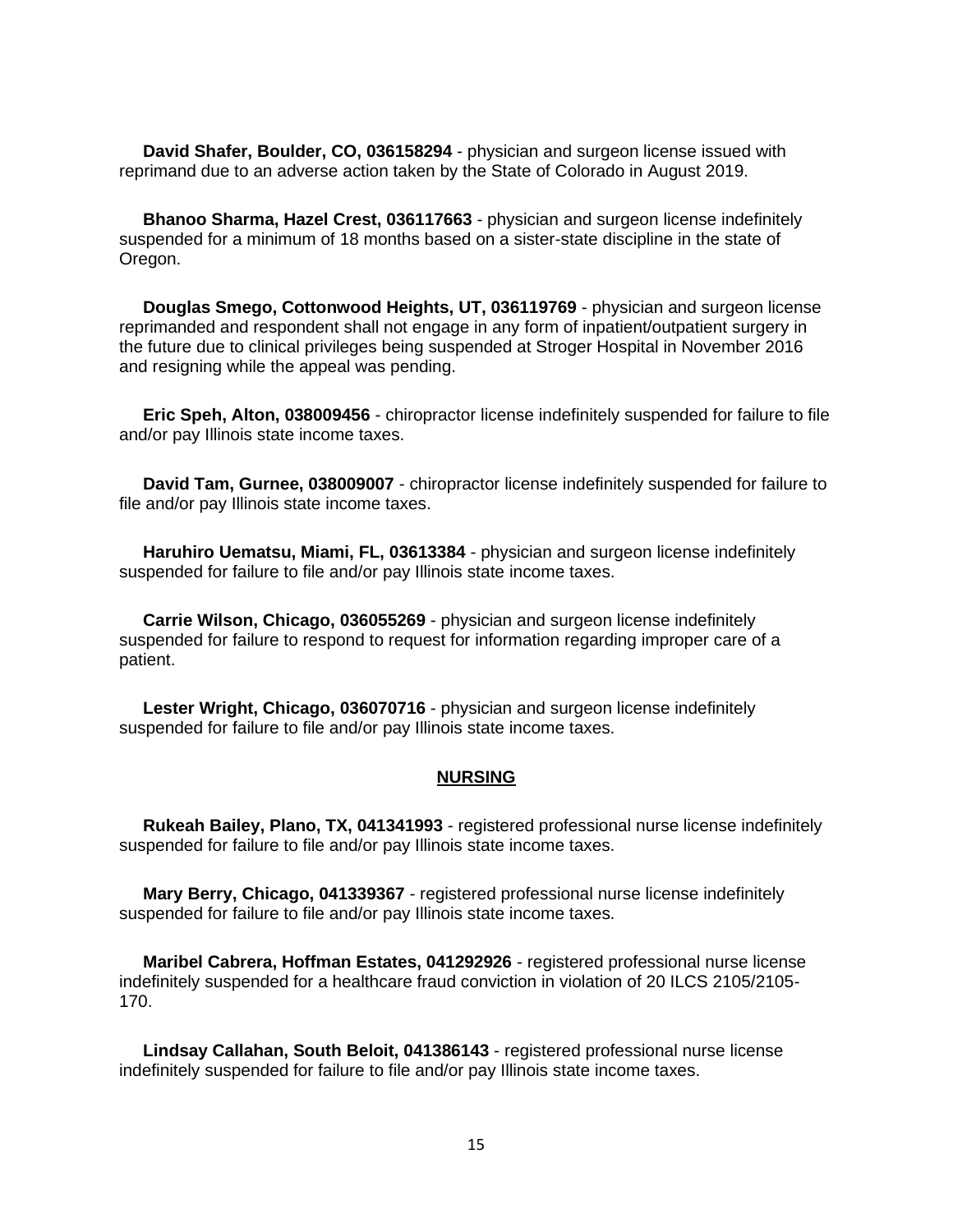**David Shafer, Boulder, CO, 036158294** - physician and surgeon license issued with reprimand due to an adverse action taken by the State of Colorado in August 2019.

**Bhanoo Sharma, Hazel Crest, 036117663** - physician and surgeon license indefinitely suspended for a minimum of 18 months based on a sister-state discipline in the state of Oregon.

**Douglas Smego, Cottonwood Heights, UT, 036119769** - physician and surgeon license reprimanded and respondent shall not engage in any form of inpatient/outpatient surgery in the future due to clinical privileges being suspended at Stroger Hospital in November 2016 and resigning while the appeal was pending.

**Eric Speh, Alton, 038009456** - chiropractor license indefinitely suspended for failure to file and/or pay Illinois state income taxes.

**David Tam, Gurnee, 038009007** - chiropractor license indefinitely suspended for failure to file and/or pay Illinois state income taxes.

**Haruhiro Uematsu, Miami, FL, 03613384** - physician and surgeon license indefinitely suspended for failure to file and/or pay Illinois state income taxes.

**Carrie Wilson, Chicago, 036055269** - physician and surgeon license indefinitely suspended for failure to respond to request for information regarding improper care of a patient.

**Lester Wright, Chicago, 036070716** - physician and surgeon license indefinitely suspended for failure to file and/or pay Illinois state income taxes.

## NURSING

**Rukeah Bailey, Plano, TX, 041341993** - registered professional nurse license indefinitely suspended for failure to file and/or pay Illinois state income taxes.

**Mary Berry, Chicago, 041339367** - registered professional nurse license indefinitely suspended for failure to file and/or pay Illinois state income taxes.

**Maribel Cabrera, Hoffman Estates, 041292926** - registered professional nurse license indefinitely suspended for a healthcare fraud conviction in violation of 20 ILCS 2105/2105-170.

**Lindsay Callahan, South Beloit, 041386143** - registered professional nurse license indefinitely suspended for failure to file and/or pay Illinois state income taxes.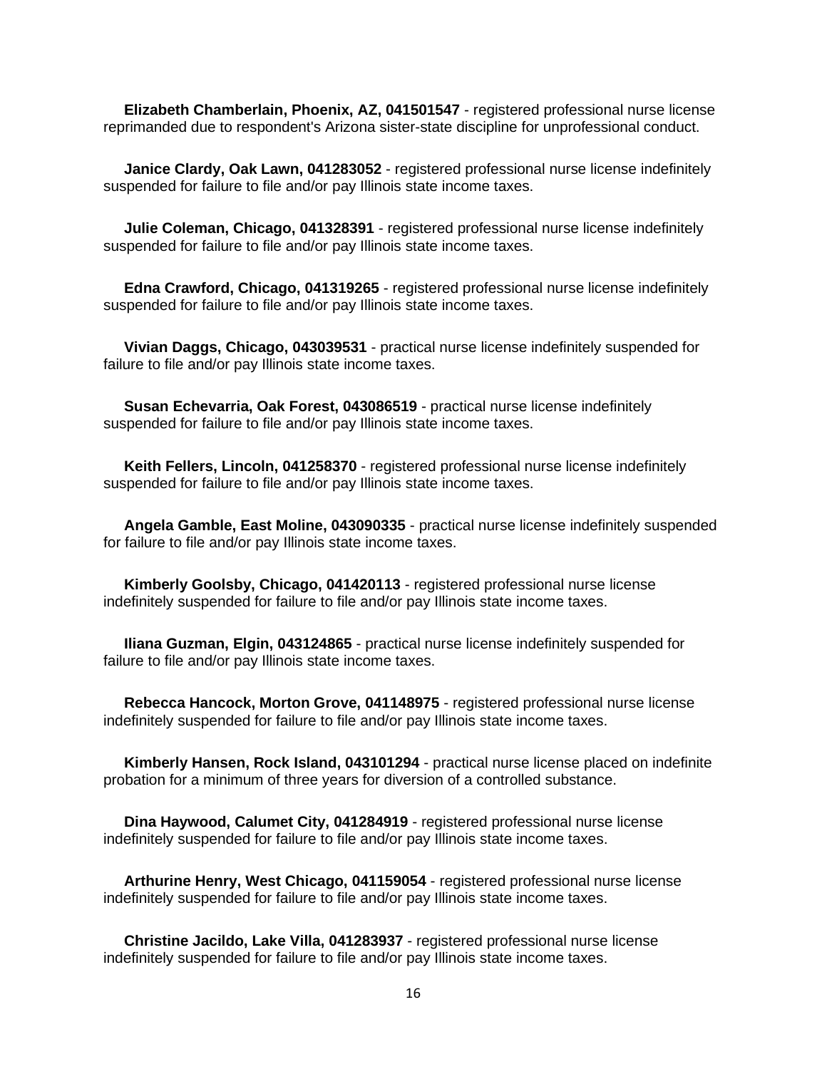**Elizabeth Chamberlain, Phoenix, AZ, 041501547** - registered professional nurse license reprimanded due to respondent's Arizona sister-state discipline for unprofessional conduct.

**Janice Clardy, Oak Lawn, 041283052** - registered professional nurse license indefinitely suspended for failure to file and/or pay Illinois state income taxes.

**Julie Coleman, Chicago, 041328391** - registered professional nurse license indefinitely suspended for failure to file and/or pay Illinois state income taxes.

**Edna Crawford, Chicago, 041319265** - registered professional nurse license indefinitely suspended for failure to file and/or pay Illinois state income taxes.

**Vivian Daggs, Chicago, 043039531** - practical nurse license indefinitely suspended for failure to file and/or pay Illinois state income taxes.

**Susan Echevarria, Oak Forest, 043086519** - practical nurse license indefinitely suspended for failure to file and/or pay Illinois state income taxes.

**Keith Fellers, Lincoln, 041258370** - registered professional nurse license indefinitely suspended for failure to file and/or pay Illinois state income taxes.

**Angela Gamble, East Moline, 043090335** - practical nurse license indefinitely suspended for failure to file and/or pay Illinois state income taxes.

**Kimberly Goolsby, Chicago, 041420113** - registered professional nurse license indefinitely suspended for failure to file and/or pay Illinois state income taxes.

**Iliana Guzman, Elgin, 043124865** - practical nurse license indefinitely suspended for failure to file and/or pay Illinois state income taxes.

**Rebecca Hancock, Morton Grove, 041148975** - registered professional nurse license indefinitely suspended for failure to file and/or pay Illinois state income taxes.

**Kimberly Hansen, Rock Island, 043101294** - practical nurse license placed on indefinite probation for a minimum of three years for diversion of a controlled substance.

**Dina Haywood, Calumet City, 041284919** - registered professional nurse license indefinitely suspended for failure to file and/or pay Illinois state income taxes.

**Arthurine Henry, West Chicago, 041159054** - registered professional nurse license indefinitely suspended for failure to file and/or pay Illinois state income taxes.

**Christine Jacildo, Lake Villa, 041283937** - registered professional nurse license indefinitely suspended for failure to file and/or pay Illinois state income taxes.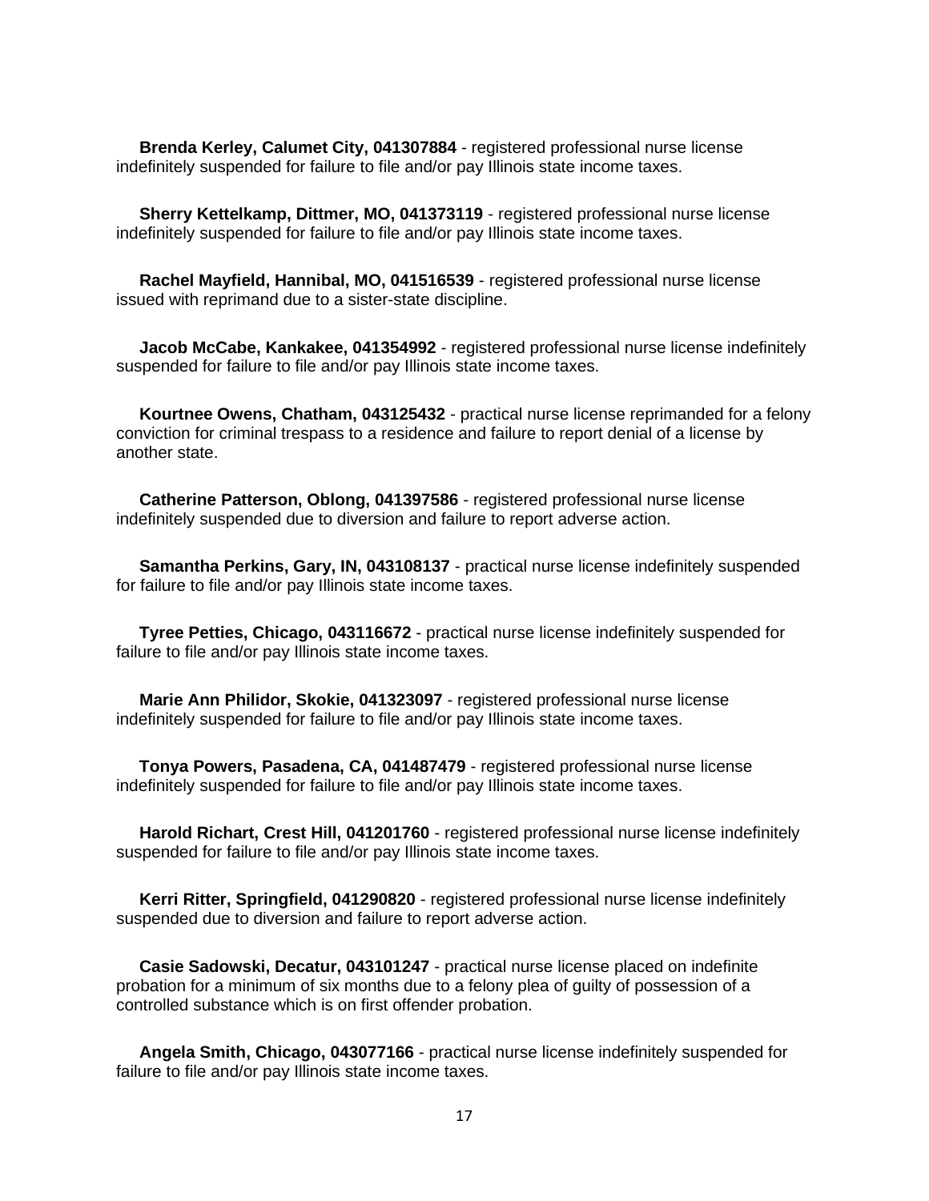**Brenda Kerley, Calumet City, 041307884** - registered professional nurse license indefinitely suspended for failure to file and/or pay Illinois state income taxes.

**Sherry Kettelkamp, Dittmer, MO, 041373119** - registered professional nurse license indefinitely suspended for failure to file and/or pay Illinois state income taxes.

**Rachel Mayfield, Hannibal, MO, 041516539** - registered professional nurse license issued with reprimand due to a sister-state discipline.

**Jacob McCabe, Kankakee, 041354992** - registered professional nurse license indefinitely suspended for failure to file and/or pay Illinois state income taxes.

**Kourtnee Owens, Chatham, 043125432** - practical nurse license reprimanded for a felony conviction for criminal trespass to a residence and failure to report denial of a license by another state.

**Catherine Patterson, Oblong, 041397586** - registered professional nurse license indefinitely suspended due to diversion and failure to report adverse action.

**Samantha Perkins, Gary, IN, 043108137** - practical nurse license indefinitely suspended for failure to file and/or pay Illinois state income taxes.

**Tyree Petties, Chicago, 043116672** - practical nurse license indefinitely suspended for failure to file and/or pay Illinois state income taxes.

**Marie Ann Philidor, Skokie, 041323097** - registered professional nurse license indefinitely suspended for failure to file and/or pay Illinois state income taxes.

**Tonya Powers, Pasadena, CA, 041487479** - registered professional nurse license indefinitely suspended for failure to file and/or pay Illinois state income taxes.

**Harold Richart, Crest Hill, 041201760** - registered professional nurse license indefinitely suspended for failure to file and/or pay Illinois state income taxes.

**Kerri Ritter, Springfield, 041290820** - registered professional nurse license indefinitely suspended due to diversion and failure to report adverse action.

**Casie Sadowski, Decatur, 043101247** - practical nurse license placed on indefinite probation for a minimum of six months due to a felony plea of guilty of possession of a controlled substance which is on first offender probation.

**Angela Smith, Chicago, 043077166** - practical nurse license indefinitely suspended for failure to file and/or pay Illinois state income taxes.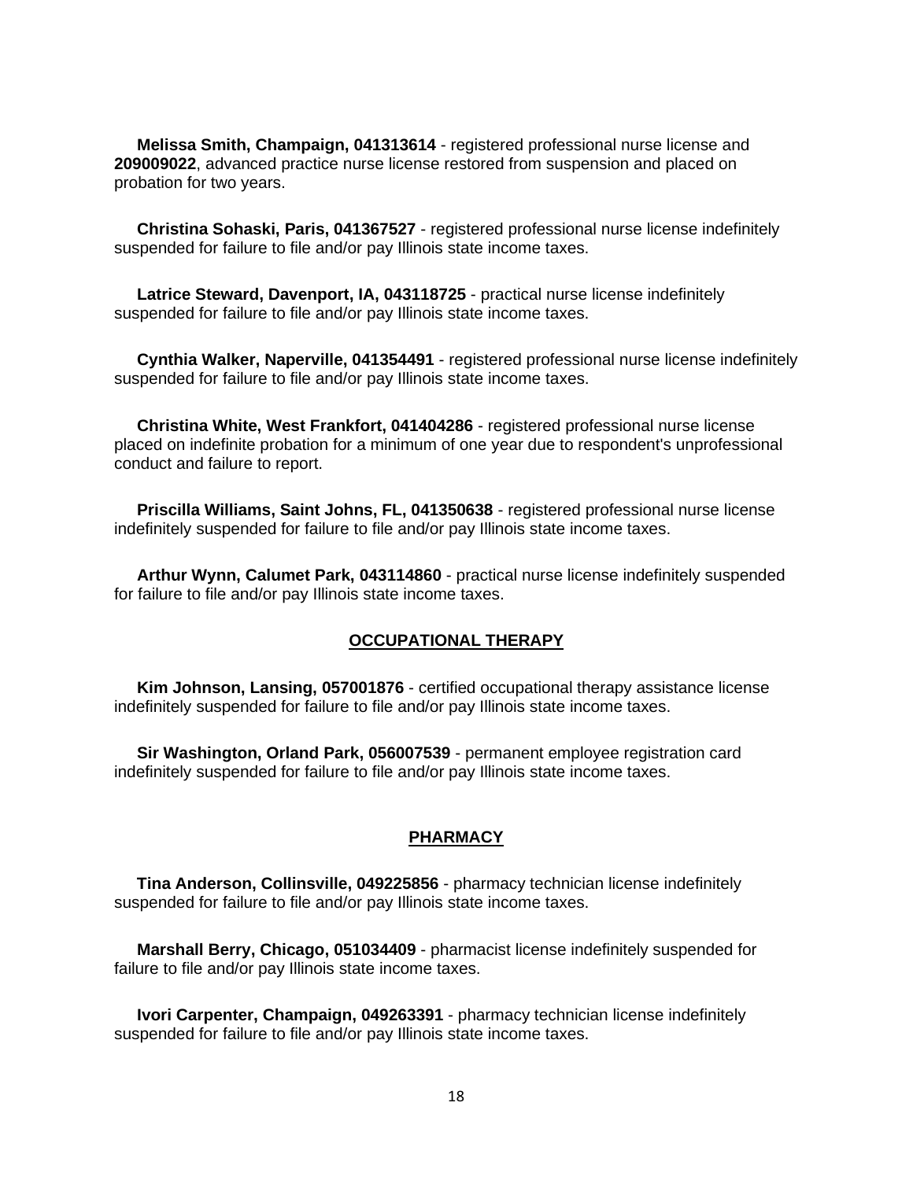**Melissa Smith, Champaign, 041313614** - registered professional nurse license and **209009022**, advanced practice nurse license restored from suspension and placed on probation for two years.

**Christina Sohaski, Paris, 041367527** - registered professional nurse license indefinitely suspended for failure to file and/or pay Illinois state income taxes.

**Latrice Steward, Davenport, IA, 043118725** - practical nurse license indefinitely suspended for failure to file and/or pay Illinois state income taxes.

**Cynthia Walker, Naperville, 041354491** - registered professional nurse license indefinitely suspended for failure to file and/or pay Illinois state income taxes.

**Christina White, West Frankfort, 041404286** - registered professional nurse license placed on indefinite probation for a minimum of one year due to respondent's unprofessional conduct and failure to report.

**Priscilla Williams, Saint Johns, FL, 041350638** - registered professional nurse license indefinitely suspended for failure to file and/or pay Illinois state income taxes.

**Arthur Wynn, Calumet Park, 043114860** - practical nurse license indefinitely suspended for failure to file and/or pay Illinois state income taxes.

## OCCUPATIONAL THERAPY

**Kim Johnson, Lansing, 057001876** - certified occupational therapy assistance license indefinitely suspended for failure to file and/or pay Illinois state income taxes.

**Sir Washington, Orland Park, 056007539** - permanent employee registration card indefinitely suspended for failure to file and/or pay Illinois state income taxes.

## PHARMACY

**Tina Anderson, Collinsville, 049225856** - pharmacy technician license indefinitely suspended for failure to file and/or pay Illinois state income taxes.

**Marshall Berry, Chicago, 051034409** - pharmacist license indefinitely suspended for failure to file and/or pay Illinois state income taxes.

**Ivori Carpenter, Champaign, 049263391** - pharmacy technician license indefinitely suspended for failure to file and/or pay Illinois state income taxes.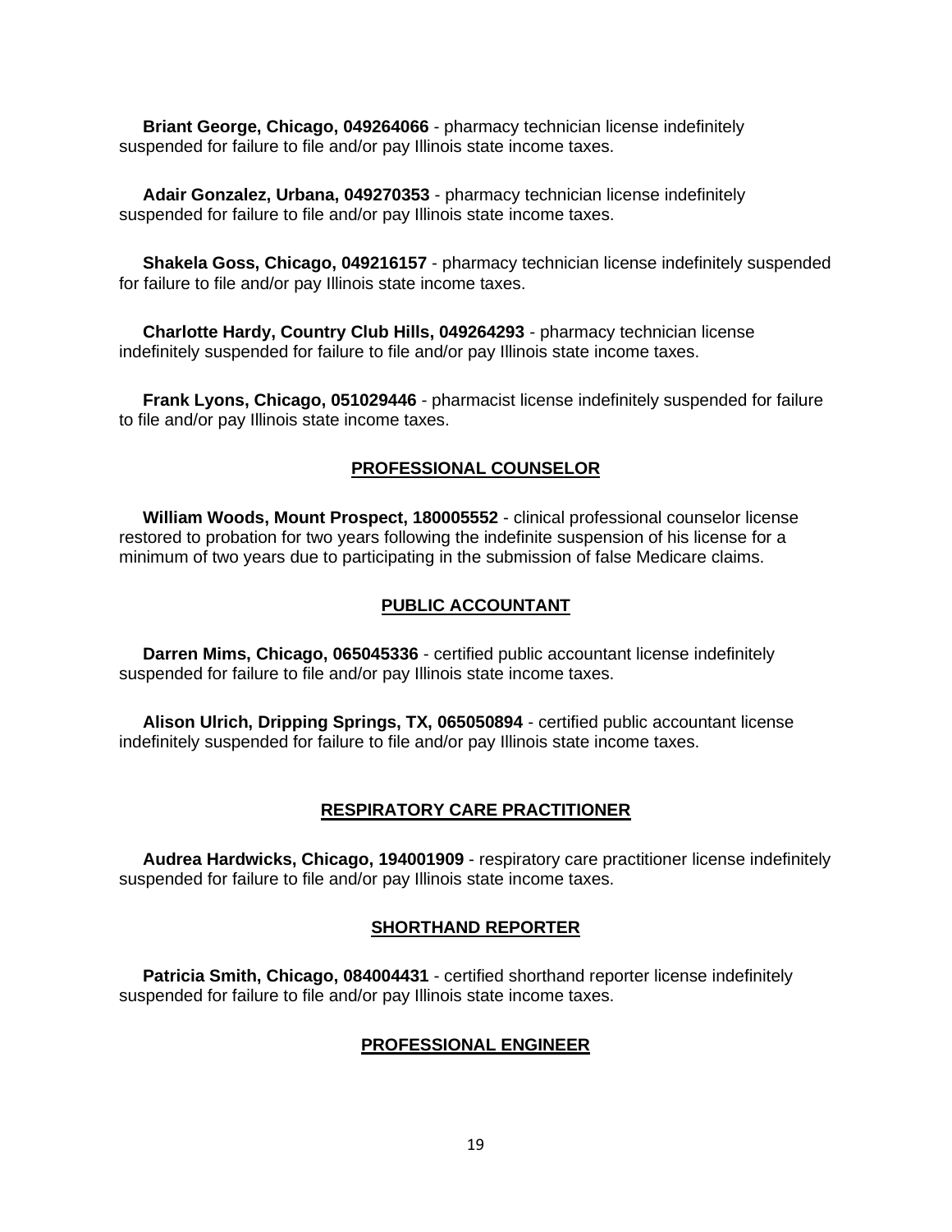**Briant George, Chicago, 049264066** - pharmacy technician license indefinitely suspended for failure to file and/or pay Illinois state income taxes.

**Adair Gonzalez, Urbana, 049270353** - pharmacy technician license indefinitely suspended for failure to file and/or pay Illinois state income taxes.

**Shakela Goss, Chicago, 049216157** - pharmacy technician license indefinitely suspended for failure to file and/or pay Illinois state income taxes.

**Charlotte Hardy, Country Club Hills, 049264293** - pharmacy technician license indefinitely suspended for failure to file and/or pay Illinois state income taxes.

**Frank Lyons, Chicago, 051029446** - pharmacist license indefinitely suspended for failure to file and/or pay Illinois state income taxes.

## PROFESSIONAL COUNSELOR

**William Woods, Mount Prospect, 180005552** - clinical professional counselor license restored to probation for two years following the indefinite suspension of his license for a minimum of two years due to participating in the submission of false Medicare claims.

## PUBLIC ACCOUNTANT

**Darren Mims, Chicago, 065045336** - certified public accountant license indefinitely suspended for failure to file and/or pay Illinois state income taxes.

**Alison Ulrich, Dripping Springs, TX, 065050894** - certified public accountant license indefinitely suspended for failure to file and/or pay Illinois state income taxes.

## RESPIRATORY CARE PRACTITIONER

**Audrea Hardwicks, Chicago, 194001909** - respiratory care practitioner license indefinitely suspended for failure to file and/or pay Illinois state income taxes.

## SHORTHAND REPORTER

**Patricia Smith, Chicago, 084004431** - certified shorthand reporter license indefinitely suspended for failure to file and/or pay Illinois state income taxes.

## PROFESSIONAL ENGINEER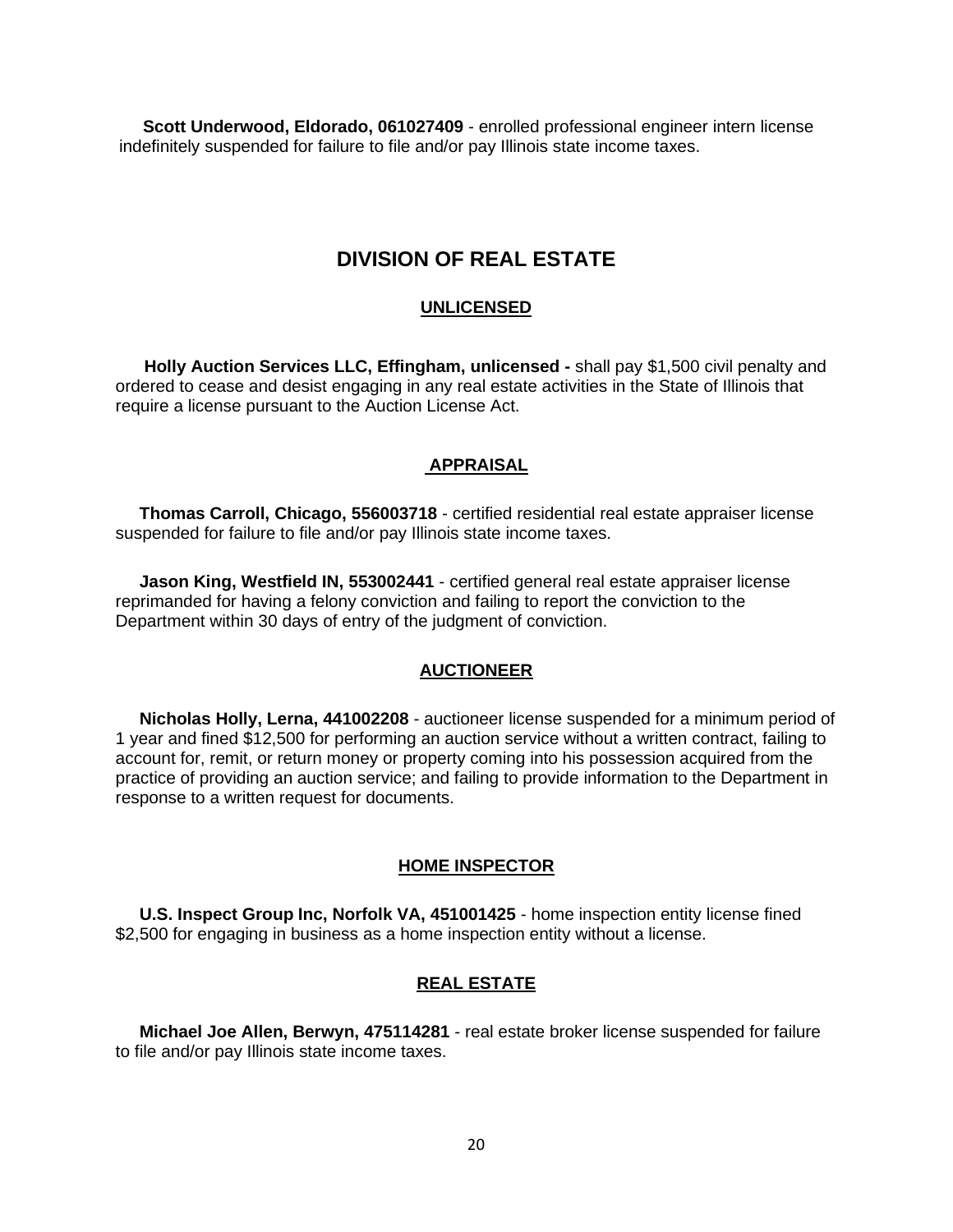**Scott Underwood, Eldorado, 061027409** - enrolled professional engineer intern license indefinitely suspended for failure to file and/or pay Illinois state income taxes.

## DIVISION OF REAL ESTATE

### UNLICENSED

**Holly Auction Services LLC, Effingham, unlicensed -** shall pay $1,500 civil penalty and ordered to cease and desist engaging in any real estate activities in the State of Illinois that require a license pursuant to the Auction License Act.

### APPRAISAL

**Thomas Carroll, Chicago, 556003718** - certified residential real estate appraiser license suspended for failure to file and/or pay Illinois state income taxes.

**Jason King, Westfield IN, 553002441** - certified general real estate appraiser license reprimanded for having a felony conviction and failing to report the conviction to the Department within 30 days of entry of the judgment of conviction.

### AUCTIONEER

**Nicholas Holly, Lerna, 441002208** - auctioneer license suspended for a minimum period of 1 year and fined $12,500 for performing an auction service without a written contract, failing to account for, remit, or return money or property coming into his possession acquired from the practice of providing an auction service; and failing to provide information to the Department in response to a written request for documents.

### HOME INSPECTOR

**U.S. Inspect Group Inc, Norfolk VA, 451001425** - home inspection entity license fined $2,500 for engaging in business as a home inspection entity without a license.

### REAL ESTATE

**Michael Joe Allen, Berwyn, 475114281** - real estate broker license suspended for failure to file and/or pay Illinois state income taxes.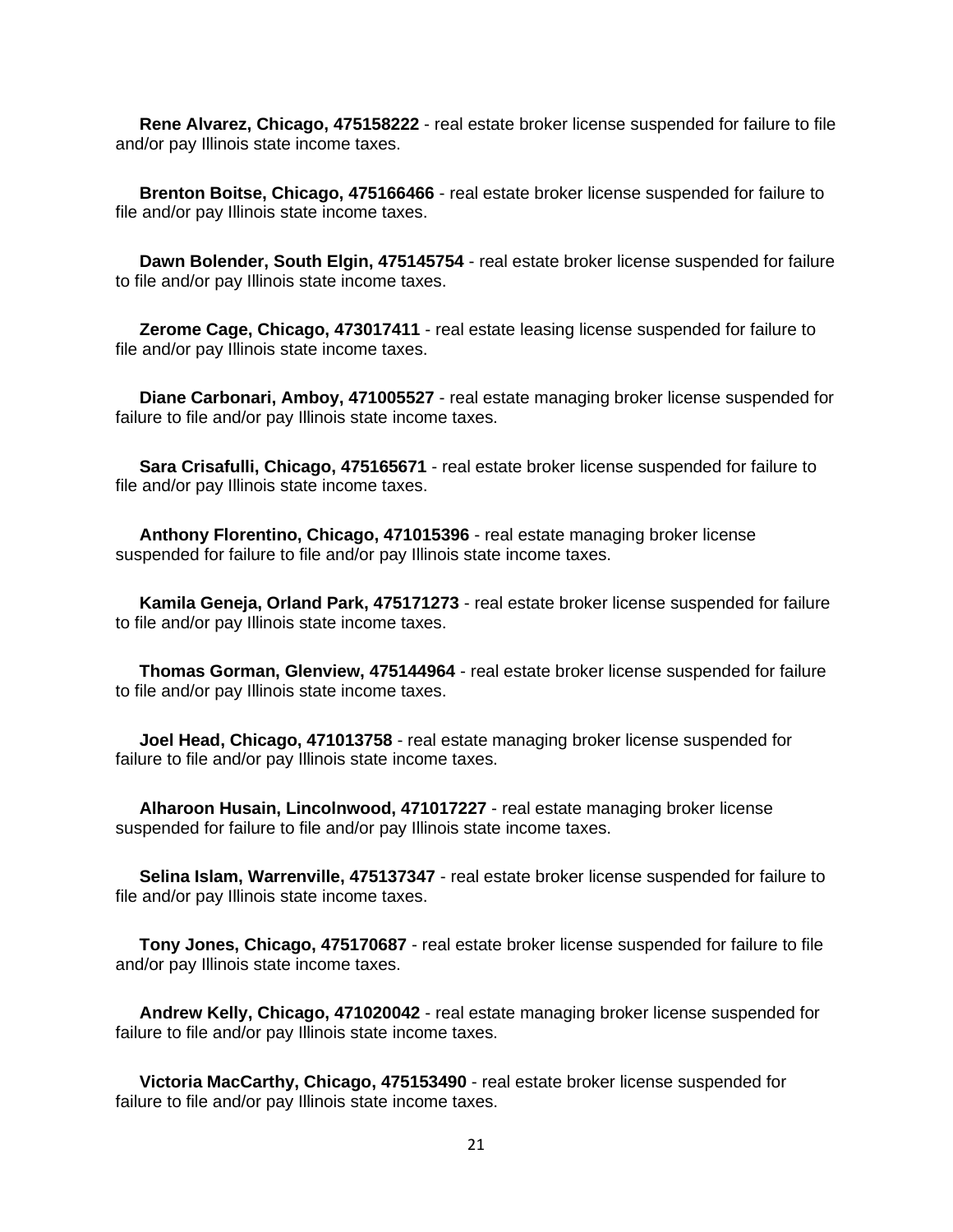**Rene Alvarez, Chicago, 475158222** - real estate broker license suspended for failure to file and/or pay Illinois state income taxes.

**Brenton Boitse, Chicago, 475166466** - real estate broker license suspended for failure to file and/or pay Illinois state income taxes.

**Dawn Bolender, South Elgin, 475145754** - real estate broker license suspended for failure to file and/or pay Illinois state income taxes.

**Zerome Cage, Chicago, 473017411** - real estate leasing license suspended for failure to file and/or pay Illinois state income taxes.

**Diane Carbonari, Amboy, 471005527** - real estate managing broker license suspended for failure to file and/or pay Illinois state income taxes.

**Sara Crisafulli, Chicago, 475165671** - real estate broker license suspended for failure to file and/or pay Illinois state income taxes.

**Anthony Florentino, Chicago, 471015396** - real estate managing broker license suspended for failure to file and/or pay Illinois state income taxes.

**Kamila Geneja, Orland Park, 475171273** - real estate broker license suspended for failure to file and/or pay Illinois state income taxes.

**Thomas Gorman, Glenview, 475144964** - real estate broker license suspended for failure to file and/or pay Illinois state income taxes.

**Joel Head, Chicago, 471013758** - real estate managing broker license suspended for failure to file and/or pay Illinois state income taxes.

**Alharoon Husain, Lincolnwood, 471017227** - real estate managing broker license suspended for failure to file and/or pay Illinois state income taxes.

**Selina Islam, Warrenville, 475137347** - real estate broker license suspended for failure to file and/or pay Illinois state income taxes.

**Tony Jones, Chicago, 475170687** - real estate broker license suspended for failure to file and/or pay Illinois state income taxes.

**Andrew Kelly, Chicago, 471020042** - real estate managing broker license suspended for failure to file and/or pay Illinois state income taxes.

**Victoria MacCarthy, Chicago, 475153490** - real estate broker license suspended for failure to file and/or pay Illinois state income taxes.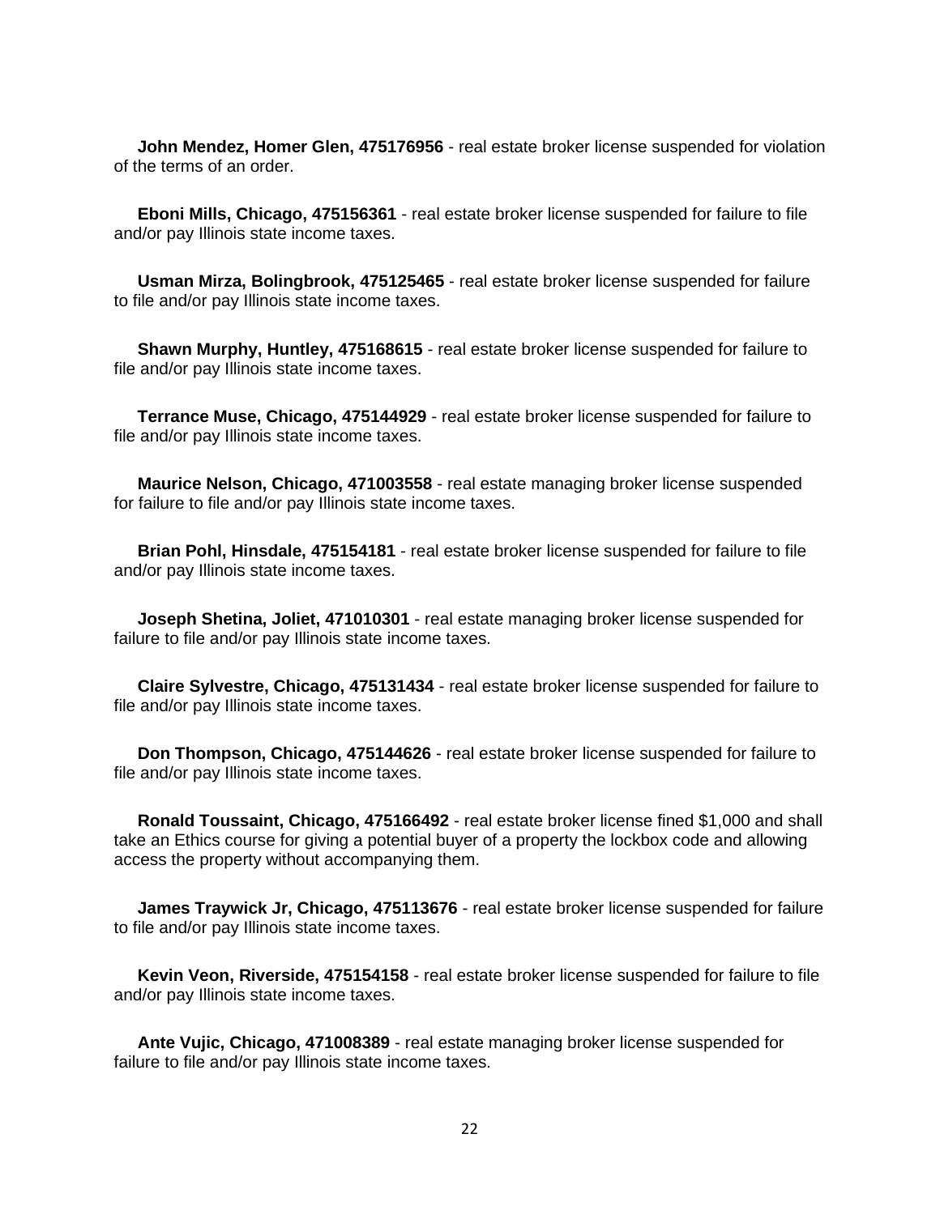**John Mendez, Homer Glen, 475176956** - real estate broker license suspended for violation of the terms of an order.

**Eboni Mills, Chicago, 475156361** - real estate broker license suspended for failure to file and/or pay Illinois state income taxes.

**Usman Mirza, Bolingbrook, 475125465** - real estate broker license suspended for failure to file and/or pay Illinois state income taxes.

**Shawn Murphy, Huntley, 475168615** - real estate broker license suspended for failure to file and/or pay Illinois state income taxes.

**Terrance Muse, Chicago, 475144929** - real estate broker license suspended for failure to file and/or pay Illinois state income taxes.

**Maurice Nelson, Chicago, 471003558** - real estate managing broker license suspended for failure to file and/or pay Illinois state income taxes.

**Brian Pohl, Hinsdale, 475154181** - real estate broker license suspended for failure to file and/or pay Illinois state income taxes.

**Joseph Shetina, Joliet, 471010301** - real estate managing broker license suspended for failure to file and/or pay Illinois state income taxes.

**Claire Sylvestre, Chicago, 475131434** - real estate broker license suspended for failure to file and/or pay Illinois state income taxes.

**Don Thompson, Chicago, 475144626** - real estate broker license suspended for failure to file and/or pay Illinois state income taxes.

**Ronald Toussaint, Chicago, 475166492** - real estate broker license fined $1,000 and shall take an Ethics course for giving a potential buyer of a property the lockbox code and allowing access the property without accompanying them.

**James Traywick Jr, Chicago, 475113676** - real estate broker license suspended for failure to file and/or pay Illinois state income taxes.

**Kevin Veon, Riverside, 475154158** - real estate broker license suspended for failure to file and/or pay Illinois state income taxes.

**Ante Vujic, Chicago, 471008389** - real estate managing broker license suspended for failure to file and/or pay Illinois state income taxes.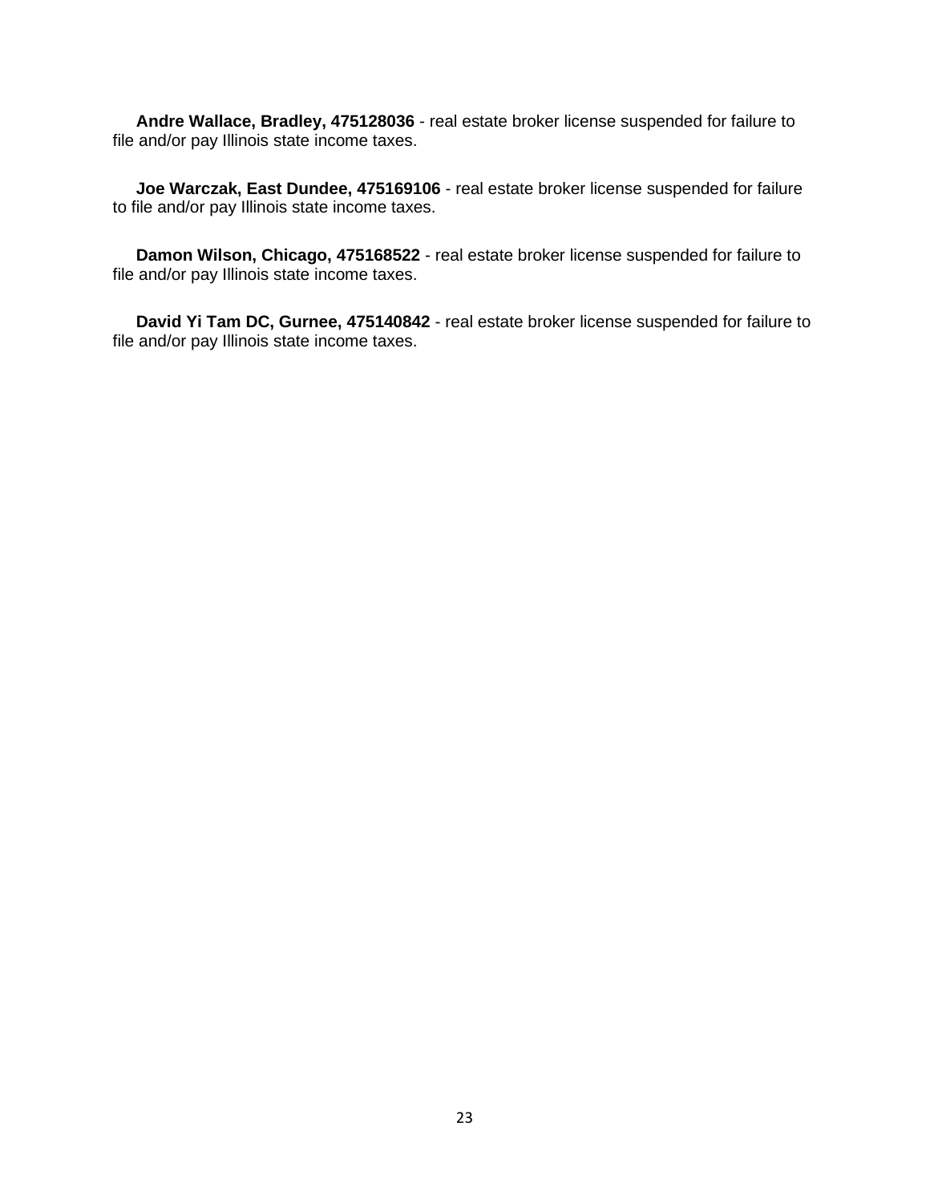**Andre Wallace, Bradley, 475128036** - real estate broker license suspended for failure to file and/or pay Illinois state income taxes.

**Joe Warczak, East Dundee, 475169106** - real estate broker license suspended for failure to file and/or pay Illinois state income taxes.

**Damon Wilson, Chicago, 475168522** - real estate broker license suspended for failure to file and/or pay Illinois state income taxes.

**David Yi Tam DC, Gurnee, 475140842** - real estate broker license suspended for failure to file and/or pay Illinois state income taxes.